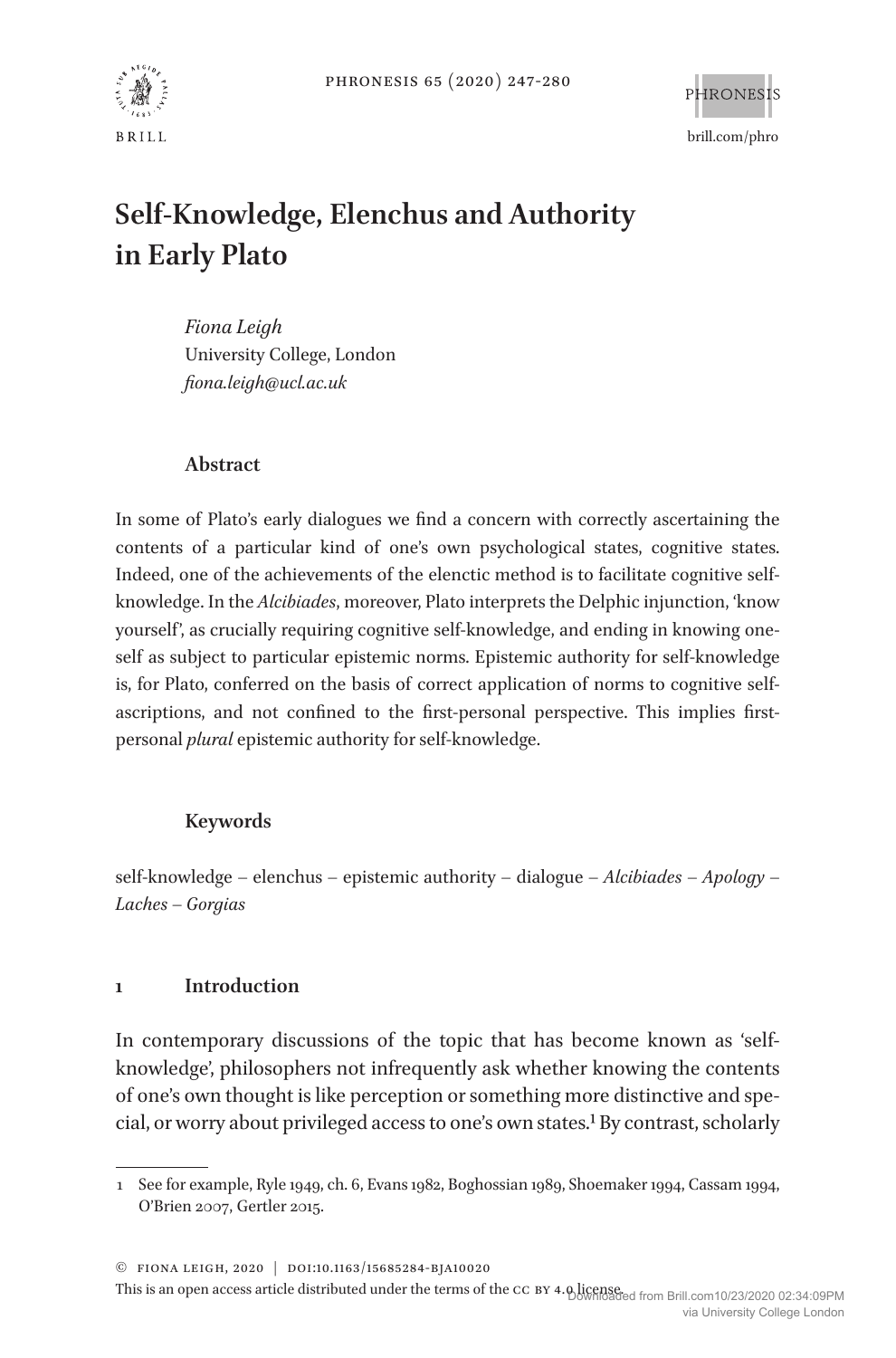# Self-Knowledge, Elenchus and Authority in Early Plato

*Fiona Leigh*
University College, London
*fiona.leigh@ucl.ac.uk*

## Abstract

In some of Plato's early dialogues we find a concern with correctly ascertaining the contents of a particular kind of one's own psychological states, cognitive states. Indeed, one of the achievements of the elenctic method is to facilitate cognitive self-knowledge. In the *Alcibiades*, moreover, Plato interprets the Delphic injunction, 'know yourself', as crucially requiring cognitive self-knowledge, and ending in knowing oneself as subject to particular epistemic norms. Epistemic authority for self-knowledge is, for Plato, conferred on the basis of correct application of norms to cognitive self-ascriptions, and not confined to the first-personal perspective. This implies first-personal *plural* epistemic authority for self-knowledge.

## Keywords

self-knowledge – elenchus – epistemic authority – dialogue – *Alcibiades* – *Apology* – *Laches* – *Gorgias*

## 1 Introduction

In contemporary discussions of the topic that has become known as 'self-knowledge', philosophers not infrequently ask whether knowing the contents of one's own thought is like perception or something more distinctive and special, or worry about privileged access to one's own states.[1] By contrast, scholarly

---

1 See for example, Ryle 1949, ch. 6, Evans 1982, Boghossian 1989, Shoemaker 1994, Cassam 1994, O'Brien 2007, Gertler 2015.

© Fiona Leigh, 2020 | doi:10.1163/15685284-bja10020
This is an open access article distributed under the terms of the cc by 4.0 license.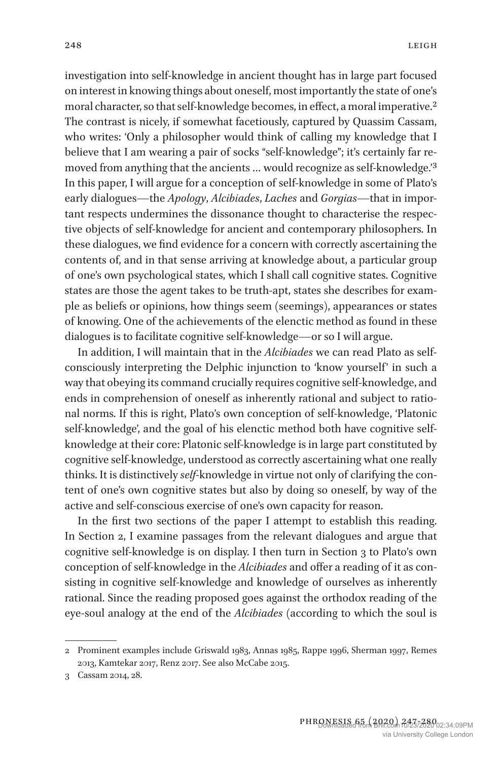investigation into self-knowledge in ancient thought has in large part focused on interest in knowing things about oneself, most importantly the state of one's moral character, so that self-knowledge becomes, in effect, a moral imperative.[2] The contrast is nicely, if somewhat facetiously, captured by Quassim Cassam, who writes: 'Only a philosopher would think of calling my knowledge that I believe that I am wearing a pair of socks "self-knowledge"; it's certainly far removed from anything that the ancients … would recognize as self-knowledge.'[3] In this paper, I will argue for a conception of self-knowledge in some of Plato's early dialogues—the *Apology*, *Alcibiades*, *Laches* and *Gorgias*—that in important respects undermines the dissonance thought to characterise the respective objects of self-knowledge for ancient and contemporary philosophers. In these dialogues, we find evidence for a concern with correctly ascertaining the contents of, and in that sense arriving at knowledge about, a particular group of one's own psychological states, which I shall call cognitive states. Cognitive states are those the agent takes to be truth-apt, states she describes for example as beliefs or opinions, how things seem (seemings), appearances or states of knowing. One of the achievements of the elenctic method as found in these dialogues is to facilitate cognitive self-knowledge—or so I will argue.

In addition, I will maintain that in the *Alcibiades* we can read Plato as self-consciously interpreting the Delphic injunction to 'know yourself' in such a way that obeying its command crucially requires cognitive self-knowledge, and ends in comprehension of oneself as inherently rational and subject to rational norms. If this is right, Plato's own conception of self-knowledge, 'Platonic self-knowledge', and the goal of his elenctic method both have cognitive self-knowledge at their core: Platonic self-knowledge is in large part constituted by cognitive self-knowledge, understood as correctly ascertaining what one really thinks. It is distinctively *self*-knowledge in virtue not only of clarifying the content of one's own cognitive states but also by doing so oneself, by way of the active and self-conscious exercise of one's own capacity for reason.

In the first two sections of the paper I attempt to establish this reading. In Section 2, I examine passages from the relevant dialogues and argue that cognitive self-knowledge is on display. I then turn in Section 3 to Plato's own conception of self-knowledge in the *Alcibiades* and offer a reading of it as consisting in cognitive self-knowledge and knowledge of ourselves as inherently rational. Since the reading proposed goes against the orthodox reading of the eye-soul analogy at the end of the *Alcibiades* (according to which the soul is

---

2 Prominent examples include Griswald 1983, Annas 1985, Rappe 1996, Sherman 1997, Remes 2013, Kamtekar 2017, Renz 2017. See also McCabe 2015.

3 Cassam 2014, 28.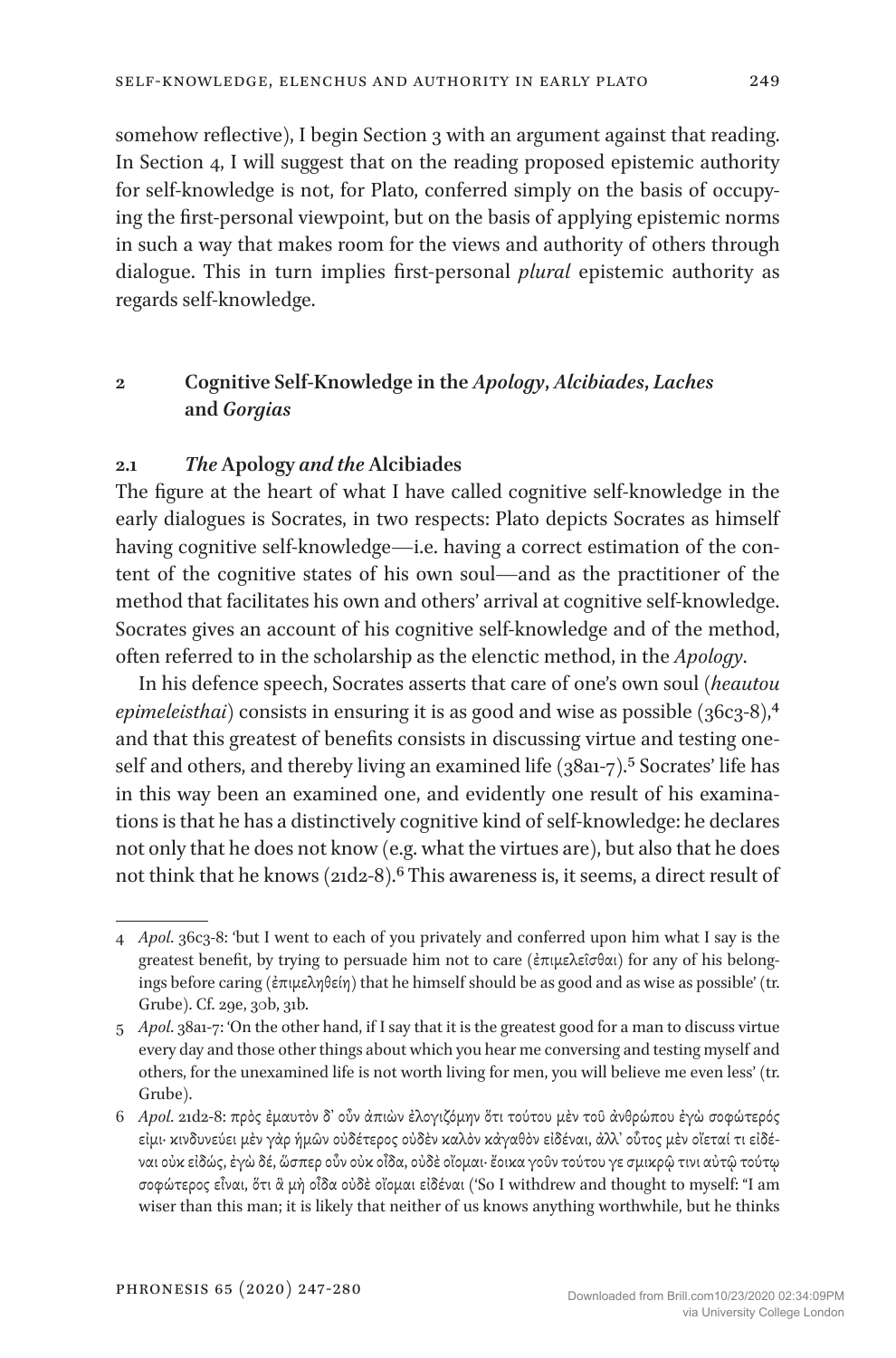somehow reflective), I begin Section 3 with an argument against that reading. In Section 4, I will suggest that on the reading proposed epistemic authority for self-knowledge is not, for Plato, conferred simply on the basis of occupying the first-personal viewpoint, but on the basis of applying epistemic norms in such a way that makes room for the views and authority of others through dialogue. This in turn implies first-personal *plural* epistemic authority as regards self-knowledge.

## 2 Cognitive Self-Knowledge in the *Apology*, *Alcibiades*, *Laches* and *Gorgias*

### 2.1 *The* Apology *and the* Alcibiades

The figure at the heart of what I have called cognitive self-knowledge in the early dialogues is Socrates, in two respects: Plato depicts Socrates as himself having cognitive self-knowledge—i.e. having a correct estimation of the content of the cognitive states of his own soul—and as the practitioner of the method that facilitates his own and others' arrival at cognitive self-knowledge. Socrates gives an account of his cognitive self-knowledge and of the method, often referred to in the scholarship as the elenctic method, in the *Apology*.

In his defence speech, Socrates asserts that care of one's own soul (*heautou epimeleisthai*) consists in ensuring it is as good and wise as possible (36c3-8),[4] and that this greatest of benefits consists in discussing virtue and testing oneself and others, and thereby living an examined life (38a1-7).[5] Socrates' life has in this way been an examined one, and evidently one result of his examinations is that he has a distinctively cognitive kind of self-knowledge: he declares not only that he does not know (e.g. what the virtues are), but also that he does not think that he knows (21d2-8).[6] This awareness is, it seems, a direct result of

---

4 *Apol.* 36c3-8: 'but I went to each of you privately and conferred upon him what I say is the greatest benefit, by trying to persuade him not to care (ἐπιμελεῖσθαι) for any of his belongings before caring (ἐπιμεληθείη) that he himself should be as good and as wise as possible' (tr. Grube). Cf. 29e, 30b, 31b.

5 *Apol.* 38a1-7: 'On the other hand, if I say that it is the greatest good for a man to discuss virtue every day and those other things about which you hear me conversing and testing myself and others, for the unexamined life is not worth living for men, you will believe me even less' (tr. Grube).

6 *Apol.* 21d2-8: πρὸς ἐμαυτὸν δ᾽ οὖν ἀπιὼν ἐλογιζόμην ὅτι τούτου μὲν τοῦ ἀνθρώπου ἐγὼ σοφώτερός εἰμι· κινδυνεύει μὲν γὰρ ἡμῶν οὐδέτερος οὐδὲν καλὸν κἀγαθὸν εἰδέναι, ἀλλ᾽ οὗτος μὲν οἴεταί τι εἰδέναι οὐκ εἰδώς, ἐγὼ δέ, ὥσπερ οὖν οὐκ οἶδα, οὐδὲ οἴομαι· ἔοικα γοῦν τούτου γε σμικρῷ τινι αὐτῷ τούτῳ σοφώτερος εἶναι, ὅτι ἃ μὴ οἶδα οὐδὲ οἴομαι εἰδέναι ('So I withdrew and thought to myself: "I am wiser than this man; it is likely that neither of us knows anything worthwhile, but he thinks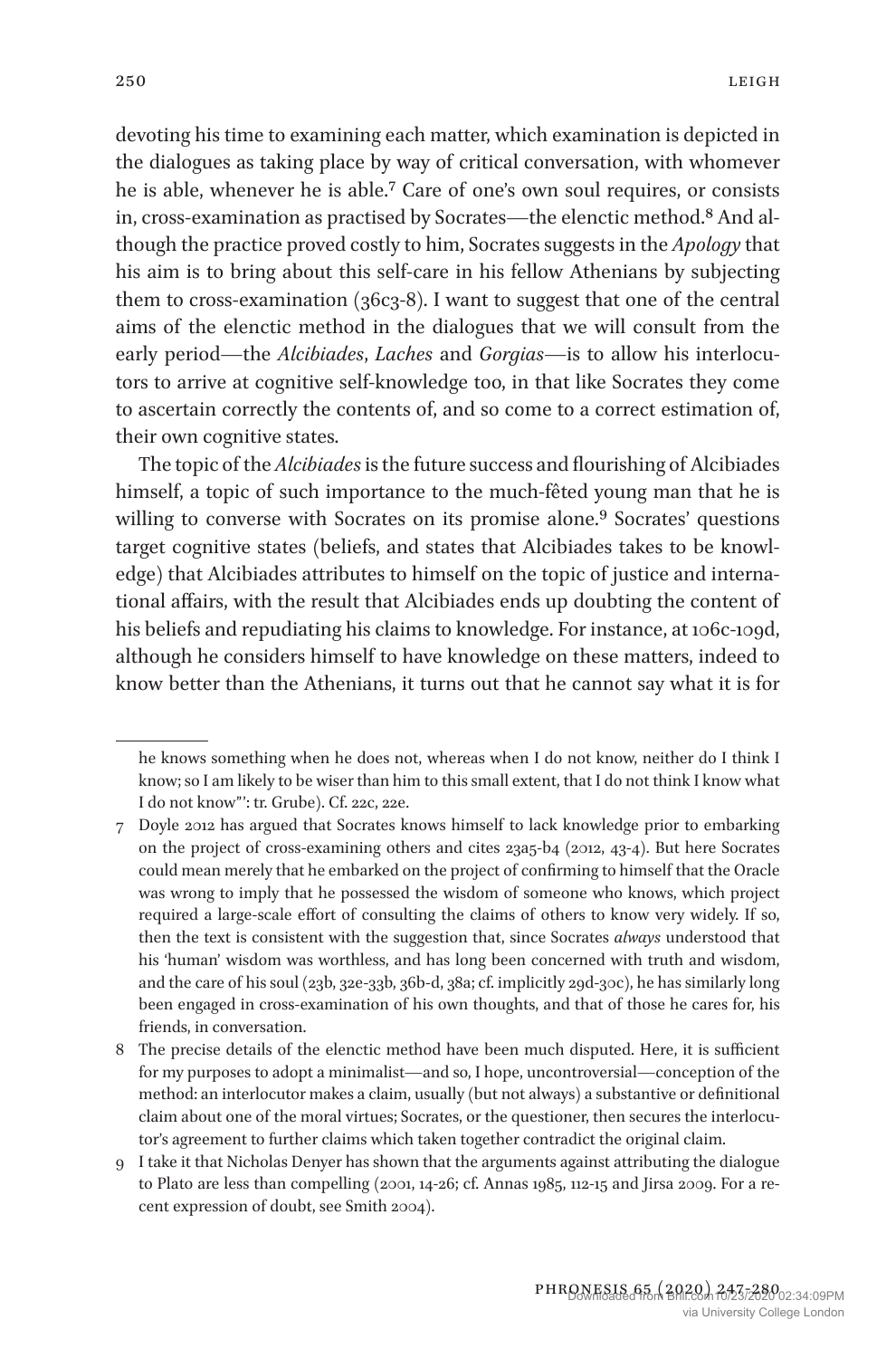devoting his time to examining each matter, which examination is depicted in the dialogues as taking place by way of critical conversation, with whomever he is able, whenever he is able.[7] Care of one's own soul requires, or consists in, cross-examination as practised by Socrates—the elenctic method.[8] And although the practice proved costly to him, Socrates suggests in the *Apology* that his aim is to bring about this self-care in his fellow Athenians by subjecting them to cross-examination (36c3-8). I want to suggest that one of the central aims of the elenctic method in the dialogues that we will consult from the early period—the *Alcibiades*, *Laches* and *Gorgias*—is to allow his interlocutors to arrive at cognitive self-knowledge too, in that like Socrates they come to ascertain correctly the contents of, and so come to a correct estimation of, their own cognitive states.

The topic of the *Alcibiades* is the future success and flourishing of Alcibiades himself, a topic of such importance to the much-fêted young man that he is willing to converse with Socrates on its promise alone.[9] Socrates' questions target cognitive states (beliefs, and states that Alcibiades takes to be knowledge) that Alcibiades attributes to himself on the topic of justice and international affairs, with the result that Alcibiades ends up doubting the content of his beliefs and repudiating his claims to knowledge. For instance, at 106c-109d, although he considers himself to have knowledge on these matters, indeed to know better than the Athenians, it turns out that he cannot say what it is for

---

he knows something when he does not, whereas when I do not know, neither do I think I know; so I am likely to be wiser than him to this small extent, that I do not think I know what I do not know"': tr. Grube). Cf. 22c, 22e.

7 Doyle 2012 has argued that Socrates knows himself to lack knowledge prior to embarking on the project of cross-examining others and cites 23a5-b4 (2012, 43-4). But here Socrates could mean merely that he embarked on the project of confirming to himself that the Oracle was wrong to imply that he possessed the wisdom of someone who knows, which project required a large-scale effort of consulting the claims of others to know very widely. If so, then the text is consistent with the suggestion that, since Socrates *always* understood that his 'human' wisdom was worthless, and has long been concerned with truth and wisdom, and the care of his soul (23b, 32e-33b, 36b-d, 38a; cf. implicitly 29d-30c), he has similarly long been engaged in cross-examination of his own thoughts, and that of those he cares for, his friends, in conversation.

8 The precise details of the elenctic method have been much disputed. Here, it is sufficient for my purposes to adopt a minimalist—and so, I hope, uncontroversial—conception of the method: an interlocutor makes a claim, usually (but not always) a substantive or definitional claim about one of the moral virtues; Socrates, or the questioner, then secures the interlocutor's agreement to further claims which taken together contradict the original claim.

9 I take it that Nicholas Denyer has shown that the arguments against attributing the dialogue to Plato are less than compelling (2001, 14-26; cf. Annas 1985, 112-15 and Jirsa 2009. For a recent expression of doubt, see Smith 2004).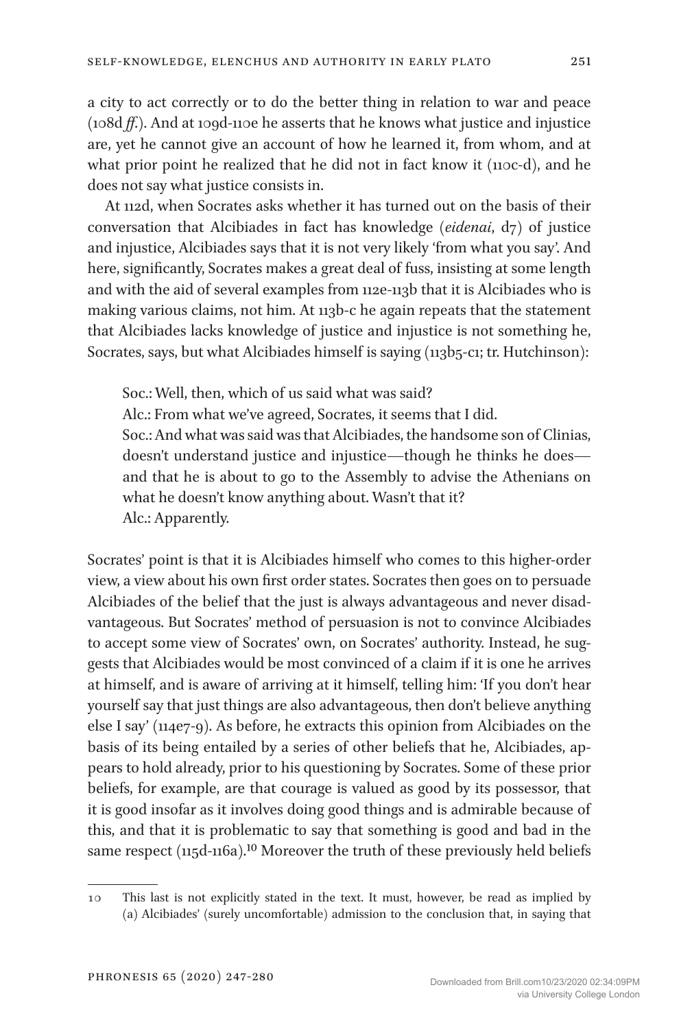a city to act correctly or to do the better thing in relation to war and peace (108d *ff.*). And at 109d-110e he asserts that he knows what justice and injustice are, yet he cannot give an account of how he learned it, from whom, and at what prior point he realized that he did not in fact know it (110c-d), and he does not say what justice consists in.

At 112d, when Socrates asks whether it has turned out on the basis of their conversation that Alcibiades in fact has knowledge (*eidenai*, d7) of justice and injustice, Alcibiades says that it is not very likely 'from what you say'. And here, significantly, Socrates makes a great deal of fuss, insisting at some length and with the aid of several examples from 112e-113b that it is Alcibiades who is making various claims, not him. At 113b-c he again repeats that the statement that Alcibiades lacks knowledge of justice and injustice is not something he, Socrates, says, but what Alcibiades himself is saying (113b5-c1; tr. Hutchinson):

> Soc.: Well, then, which of us said what was said?
> Alc.: From what we've agreed, Socrates, it seems that I did.
> Soc.: And what was said was that Alcibiades, the handsome son of Clinias, doesn't understand justice and injustice—though he thinks he does—and that he is about to go to the Assembly to advise the Athenians on what he doesn't know anything about. Wasn't that it?
> Alc.: Apparently.

Socrates' point is that it is Alcibiades himself who comes to this higher-order view, a view about his own first order states. Socrates then goes on to persuade Alcibiades of the belief that the just is always advantageous and never disadvantageous. But Socrates' method of persuasion is not to convince Alcibiades to accept some view of Socrates' own, on Socrates' authority. Instead, he suggests that Alcibiades would be most convinced of a claim if it is one he arrives at himself, and is aware of arriving at it himself, telling him: 'If you don't hear yourself say that just things are also advantageous, then don't believe anything else I say' (114e7-9). As before, he extracts this opinion from Alcibiades on the basis of its being entailed by a series of other beliefs that he, Alcibiades, appears to hold already, prior to his questioning by Socrates. Some of these prior beliefs, for example, are that courage is valued as good by its possessor, that it is good insofar as it involves doing good things and is admirable because of this, and that it is problematic to say that something is good and bad in the same respect (115d-116a).[10] Moreover the truth of these previously held beliefs

---

10 This last is not explicitly stated in the text. It must, however, be read as implied by (a) Alcibiades' (surely uncomfortable) admission to the conclusion that, in saying that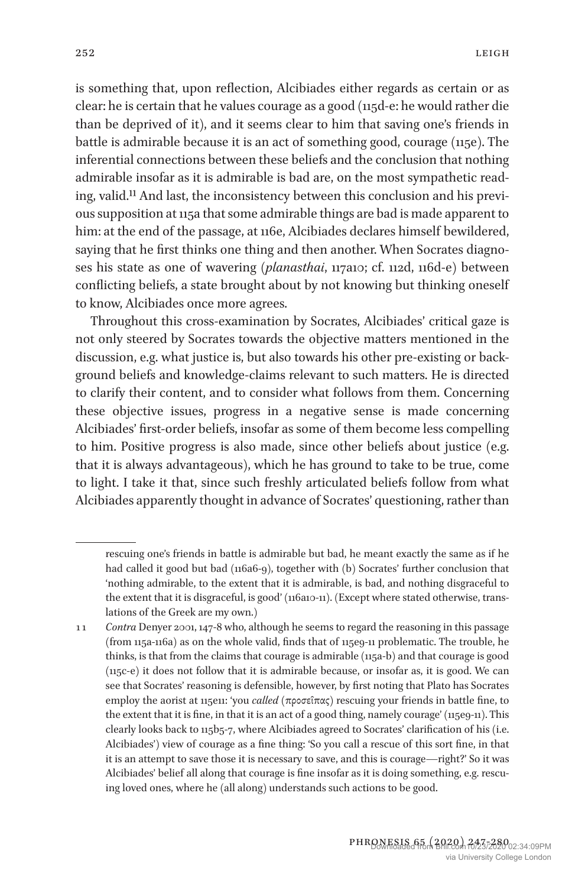is something that, upon reflection, Alcibiades either regards as certain or as clear: he is certain that he values courage as a good (115d-e: he would rather die than be deprived of it), and it seems clear to him that saving one's friends in battle is admirable because it is an act of something good, courage (115e). The inferential connections between these beliefs and the conclusion that nothing admirable insofar as it is admirable is bad are, on the most sympathetic reading, valid.[11] And last, the inconsistency between this conclusion and his previous supposition at 115a that some admirable things are bad is made apparent to him: at the end of the passage, at 116e, Alcibiades declares himself bewildered, saying that he first thinks one thing and then another. When Socrates diagnoses his state as one of wavering (*planasthai*, 117a10; cf. 112d, 116d-e) between conflicting beliefs, a state brought about by not knowing but thinking oneself to know, Alcibiades once more agrees.

Throughout this cross-examination by Socrates, Alcibiades' critical gaze is not only steered by Socrates towards the objective matters mentioned in the discussion, e.g. what justice is, but also towards his other pre-existing or background beliefs and knowledge-claims relevant to such matters. He is directed to clarify their content, and to consider what follows from them. Concerning these objective issues, progress in a negative sense is made concerning Alcibiades' first-order beliefs, insofar as some of them become less compelling to him. Positive progress is also made, since other beliefs about justice (e.g. that it is always advantageous), which he has ground to take to be true, come to light. I take it that, since such freshly articulated beliefs follow from what Alcibiades apparently thought in advance of Socrates' questioning, rather than

---

rescuing one's friends in battle is admirable but bad, he meant exactly the same as if he had called it good but bad (116a6-9), together with (b) Socrates' further conclusion that 'nothing admirable, to the extent that it is admirable, is bad, and nothing disgraceful to the extent that it is disgraceful, is good' (116a10-11). (Except where stated otherwise, translations of the Greek are my own.)

11 *Contra* Denyer 2001, 147-8 who, although he seems to regard the reasoning in this passage (from 115a-116a) as on the whole valid, finds that of 115e9-11 problematic. The trouble, he thinks, is that from the claims that courage is admirable (115a-b) and that courage is good (115c-e) it does not follow that it is admirable because, or insofar as, it is good. We can see that Socrates' reasoning is defensible, however, by first noting that Plato has Socrates employ the aorist at 115e11: 'you *called* (προσεῖπας) rescuing your friends in battle fine, to the extent that it is fine, in that it is an act of a good thing, namely courage' (115e9-11). This clearly looks back to 115b5-7, where Alcibiades agreed to Socrates' clarification of his (i.e. Alcibiades') view of courage as a fine thing: 'So you call a rescue of this sort fine, in that it is an attempt to save those it is necessary to save, and this is courage—right?' So it was Alcibiades' belief all along that courage is fine insofar as it is doing something, e.g. rescuing loved ones, where he (all along) understands such actions to be good.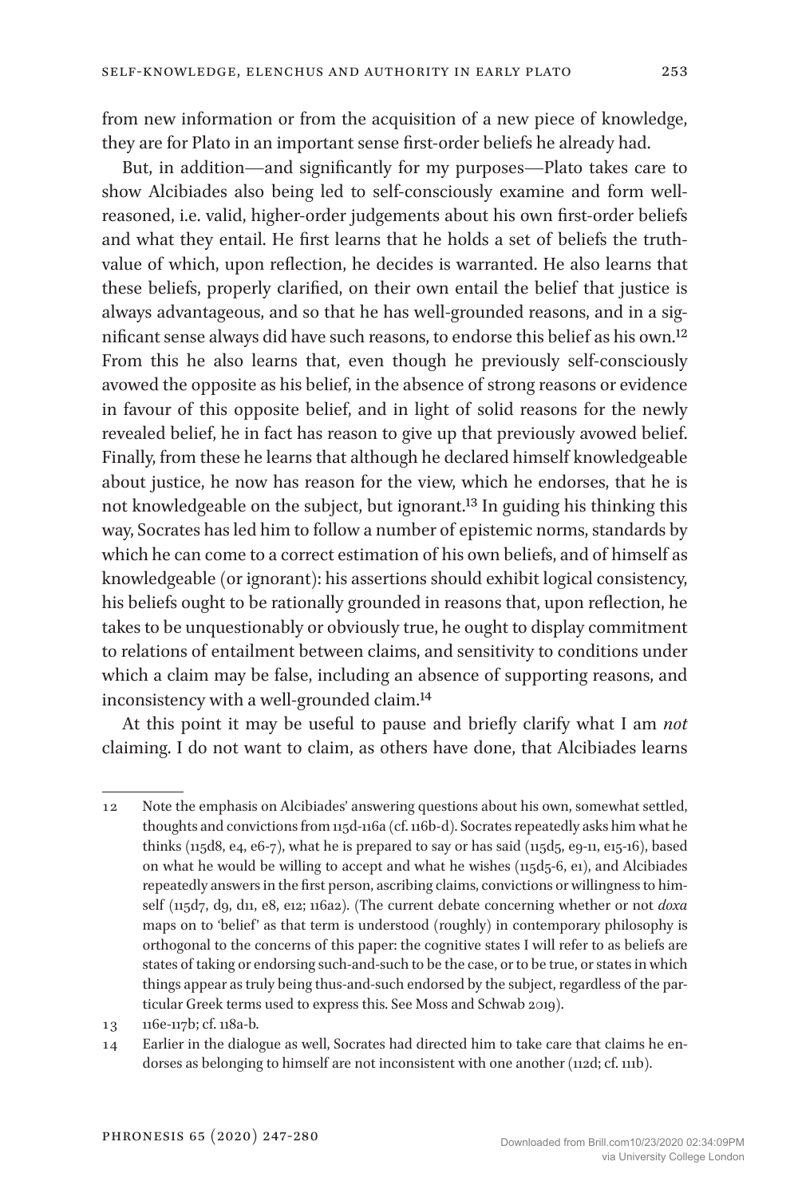from new information or from the acquisition of a new piece of knowledge, they are for Plato in an important sense first-order beliefs he already had.

But, in addition—and significantly for my purposes—Plato takes care to show Alcibiades also being led to self-consciously examine and form well-reasoned, i.e. valid, higher-order judgements about his own first-order beliefs and what they entail. He first learns that he holds a set of beliefs the truth-value of which, upon reflection, he decides is warranted. He also learns that these beliefs, properly clarified, on their own entail the belief that justice is always advantageous, and so that he has well-grounded reasons, and in a significant sense always did have such reasons, to endorse this belief as his own.[12] From this he also learns that, even though he previously self-consciously avowed the opposite as his belief, in the absence of strong reasons or evidence in favour of this opposite belief, and in light of solid reasons for the newly revealed belief, he in fact has reason to give up that previously avowed belief. Finally, from these he learns that although he declared himself knowledgeable about justice, he now has reason for the view, which he endorses, that he is not knowledgeable on the subject, but ignorant.[13] In guiding his thinking this way, Socrates has led him to follow a number of epistemic norms, standards by which he can come to a correct estimation of his own beliefs, and of himself as knowledgeable (or ignorant): his assertions should exhibit logical consistency, his beliefs ought to be rationally grounded in reasons that, upon reflection, he takes to be unquestionably or obviously true, he ought to display commitment to relations of entailment between claims, and sensitivity to conditions under which a claim may be false, including an absence of supporting reasons, and inconsistency with a well-grounded claim.[14]

At this point it may be useful to pause and briefly clarify what I am *not* claiming. I do not want to claim, as others have done, that Alcibiades learns

12 Note the emphasis on Alcibiades' answering questions about his own, somewhat settled, thoughts and convictions from 115d-116a (cf. 116b-d). Socrates repeatedly asks him what he thinks (115d8, e4, e6-7), what he is prepared to say or has said (115d5, e9-11, e15-16), based on what he would be willing to accept and what he wishes (115d5-6, e1), and Alcibiades repeatedly answers in the first person, ascribing claims, convictions or willingness to himself (115d7, d9, d11, e8, e12; 116a2). (The current debate concerning whether or not *doxa* maps on to 'belief' as that term is understood (roughly) in contemporary philosophy is orthogonal to the concerns of this paper: the cognitive states I will refer to as beliefs are states of taking or endorsing such-and-such to be the case, or to be true, or states in which things appear as truly being thus-and-such endorsed by the subject, regardless of the particular Greek terms used to express this. See Moss and Schwab 2019).

13 116e-117b; cf. 118a-b.

14 Earlier in the dialogue as well, Socrates had directed him to take care that claims he endorses as belonging to himself are not inconsistent with one another (112d; cf. 111b).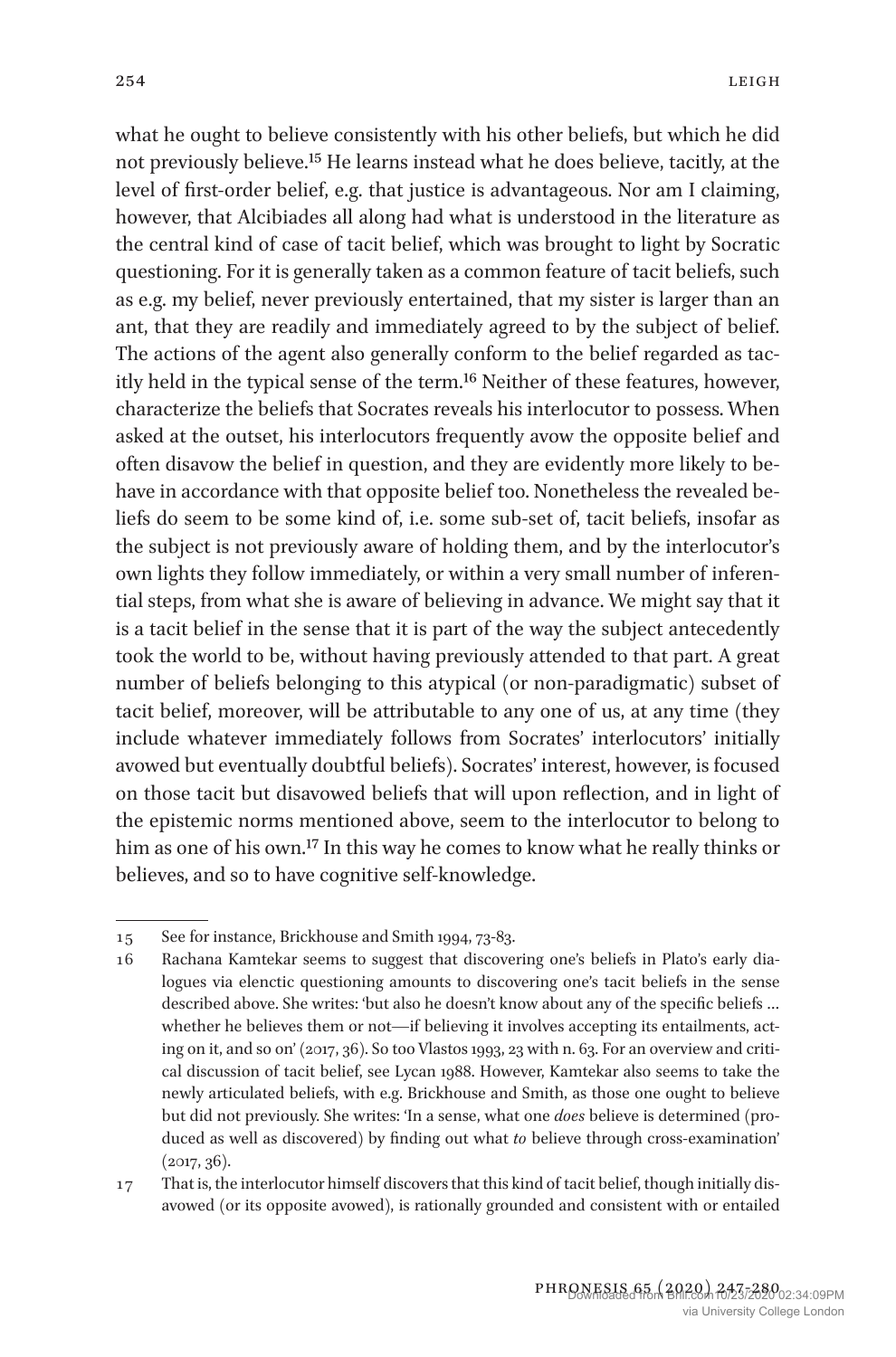what he ought to believe consistently with his other beliefs, but which he did not previously believe.[15] He learns instead what he does believe, tacitly, at the level of first-order belief, e.g. that justice is advantageous. Nor am I claiming, however, that Alcibiades all along had what is understood in the literature as the central kind of case of tacit belief, which was brought to light by Socratic questioning. For it is generally taken as a common feature of tacit beliefs, such as e.g. my belief, never previously entertained, that my sister is larger than an ant, that they are readily and immediately agreed to by the subject of belief. The actions of the agent also generally conform to the belief regarded as tacitly held in the typical sense of the term.[16] Neither of these features, however, characterize the beliefs that Socrates reveals his interlocutor to possess. When asked at the outset, his interlocutors frequently avow the opposite belief and often disavow the belief in question, and they are evidently more likely to behave in accordance with that opposite belief too. Nonetheless the revealed beliefs do seem to be some kind of, i.e. some sub-set of, tacit beliefs, insofar as the subject is not previously aware of holding them, and by the interlocutor's own lights they follow immediately, or within a very small number of inferential steps, from what she is aware of believing in advance. We might say that it is a tacit belief in the sense that it is part of the way the subject antecedently took the world to be, without having previously attended to that part. A great number of beliefs belonging to this atypical (or non-paradigmatic) subset of tacit belief, moreover, will be attributable to any one of us, at any time (they include whatever immediately follows from Socrates' interlocutors' initially avowed but eventually doubtful beliefs). Socrates' interest, however, is focused on those tacit but disavowed beliefs that will upon reflection, and in light of the epistemic norms mentioned above, seem to the interlocutor to belong to him as one of his own.[17] In this way he comes to know what he really thinks or believes, and so to have cognitive self-knowledge.

---

15 See for instance, Brickhouse and Smith 1994, 73-83.

16 Rachana Kamtekar seems to suggest that discovering one's beliefs in Plato's early dialogues via elenctic questioning amounts to discovering one's tacit beliefs in the sense described above. She writes: 'but also he doesn't know about any of the specific beliefs … whether he believes them or not—if believing it involves accepting its entailments, acting on it, and so on' (2017, 36). So too Vlastos 1993, 23 with n. 63. For an overview and critical discussion of tacit belief, see Lycan 1988. However, Kamtekar also seems to take the newly articulated beliefs, with e.g. Brickhouse and Smith, as those one ought to believe but did not previously. She writes: 'In a sense, what one *does* believe is determined (produced as well as discovered) by finding out what *to* believe through cross-examination' (2017, 36).

17 That is, the interlocutor himself discovers that this kind of tacit belief, though initially disavowed (or its opposite avowed), is rationally grounded and consistent with or entailed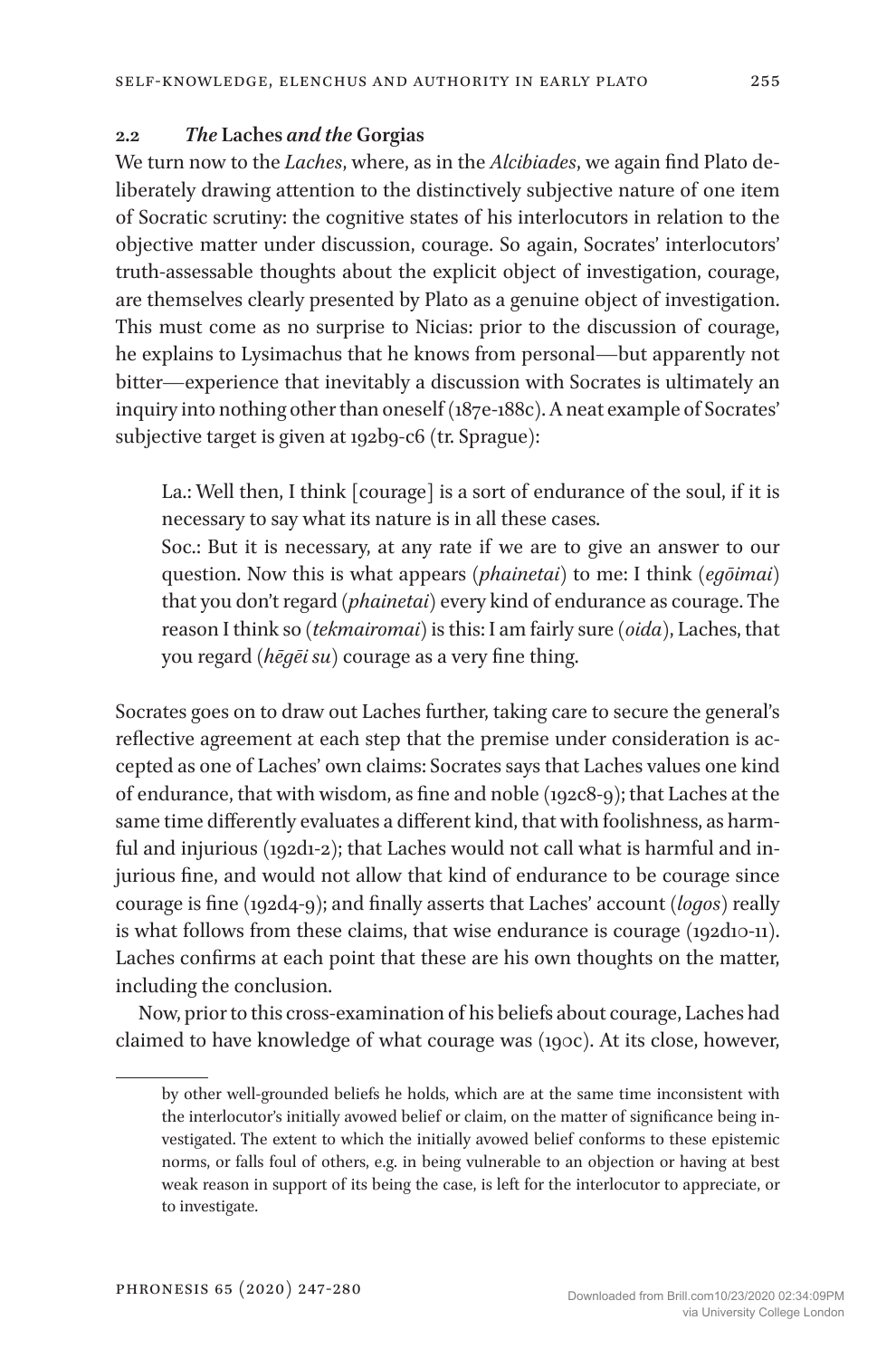### 2.2 *The* Laches *and the* Gorgias

We turn now to the *Laches*, where, as in the *Alcibiades*, we again find Plato deliberately drawing attention to the distinctively subjective nature of one item of Socratic scrutiny: the cognitive states of his interlocutors in relation to the objective matter under discussion, courage. So again, Socrates' interlocutors' truth-assessable thoughts about the explicit object of investigation, courage, are themselves clearly presented by Plato as a genuine object of investigation. This must come as no surprise to Nicias: prior to the discussion of courage, he explains to Lysimachus that he knows from personal—but apparently not bitter—experience that inevitably a discussion with Socrates is ultimately an inquiry into nothing other than oneself (187e-188c). A neat example of Socrates' subjective target is given at 192b9-c6 (tr. Sprague):

> La.: Well then, I think [courage] is a sort of endurance of the soul, if it is necessary to say what its nature is in all these cases.
>
> Soc.: But it is necessary, at any rate if we are to give an answer to our question. Now this is what appears (*phainetai*) to me: I think (*egōimai*) that you don't regard (*phainetai*) every kind of endurance as courage. The reason I think so (*tekmairomai*) is this: I am fairly sure (*oida*), Laches, that you regard (*hēgēi su*) courage as a very fine thing.

Socrates goes on to draw out Laches further, taking care to secure the general's reflective agreement at each step that the premise under consideration is accepted as one of Laches' own claims: Socrates says that Laches values one kind of endurance, that with wisdom, as fine and noble (192c8-9); that Laches at the same time differently evaluates a different kind, that with foolishness, as harmful and injurious (192d1-2); that Laches would not call what is harmful and injurious fine, and would not allow that kind of endurance to be courage since courage is fine (192d4-9); and finally asserts that Laches' account (*logos*) really is what follows from these claims, that wise endurance is courage (192d10-11). Laches confirms at each point that these are his own thoughts on the matter, including the conclusion.

Now, prior to this cross-examination of his beliefs about courage, Laches had claimed to have knowledge of what courage was (190c). At its close, however,

by other well-grounded beliefs he holds, which are at the same time inconsistent with the interlocutor's initially avowed belief or claim, on the matter of significance being investigated. The extent to which the initially avowed belief conforms to these epistemic norms, or falls foul of others, e.g. in being vulnerable to an objection or having at best weak reason in support of its being the case, is left for the interlocutor to appreciate, or to investigate.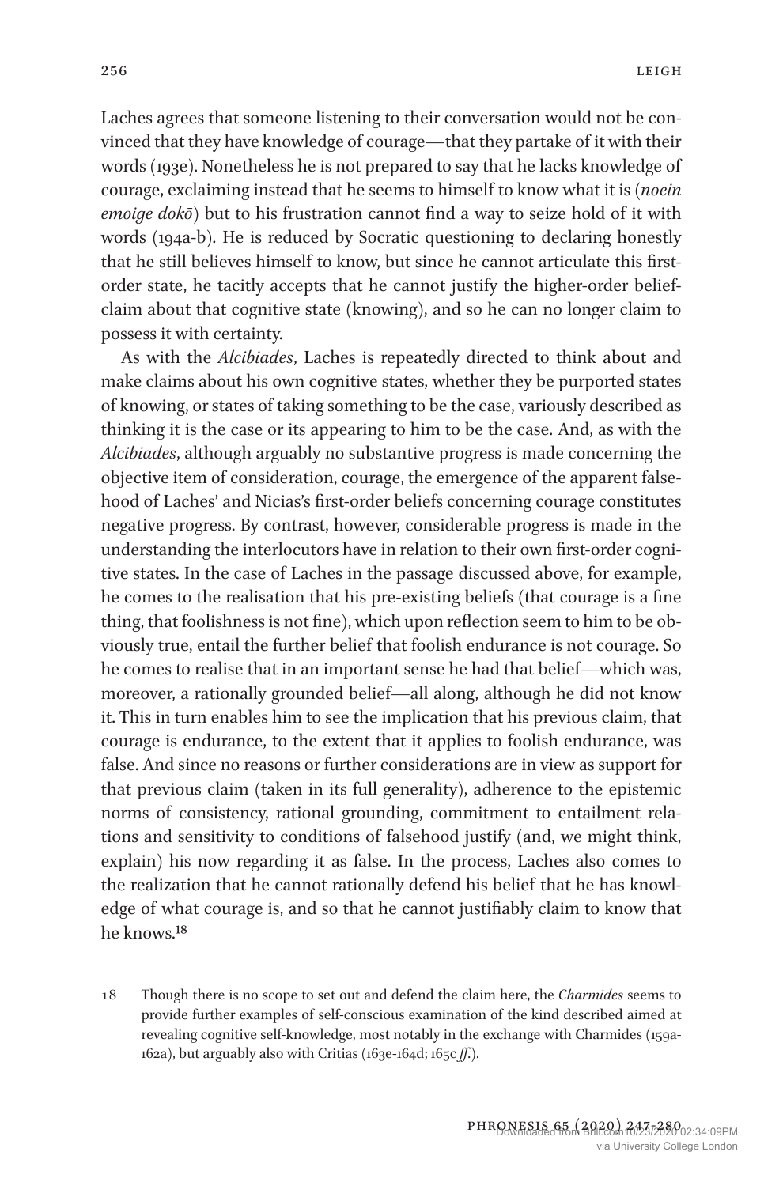Laches agrees that someone listening to their conversation would not be convinced that they have knowledge of courage—that they partake of it with their words (193e). Nonetheless he is not prepared to say that he lacks knowledge of courage, exclaiming instead that he seems to himself to know what it is (*noein emoige dokō*) but to his frustration cannot find a way to seize hold of it with words (194a-b). He is reduced by Socratic questioning to declaring honestly that he still believes himself to know, but since he cannot articulate this first-order state, he tacitly accepts that he cannot justify the higher-order belief-claim about that cognitive state (knowing), and so he can no longer claim to possess it with certainty.

As with the *Alcibiades*, Laches is repeatedly directed to think about and make claims about his own cognitive states, whether they be purported states of knowing, or states of taking something to be the case, variously described as thinking it is the case or its appearing to him to be the case. And, as with the *Alcibiades*, although arguably no substantive progress is made concerning the objective item of consideration, courage, the emergence of the apparent falsehood of Laches' and Nicias's first-order beliefs concerning courage constitutes negative progress. By contrast, however, considerable progress is made in the understanding the interlocutors have in relation to their own first-order cognitive states. In the case of Laches in the passage discussed above, for example, he comes to the realisation that his pre-existing beliefs (that courage is a fine thing, that foolishness is not fine), which upon reflection seem to him to be obviously true, entail the further belief that foolish endurance is not courage. So he comes to realise that in an important sense he had that belief—which was, moreover, a rationally grounded belief—all along, although he did not know it. This in turn enables him to see the implication that his previous claim, that courage is endurance, to the extent that it applies to foolish endurance, was false. And since no reasons or further considerations are in view as support for that previous claim (taken in its full generality), adherence to the epistemic norms of consistency, rational grounding, commitment to entailment relations and sensitivity to conditions of falsehood justify (and, we might think, explain) his now regarding it as false. In the process, Laches also comes to the realization that he cannot rationally defend his belief that he has knowledge of what courage is, and so that he cannot justifiably claim to know that he knows.[18]

---

18 Though there is no scope to set out and defend the claim here, the *Charmides* seems to provide further examples of self-conscious examination of the kind described aimed at revealing cognitive self-knowledge, most notably in the exchange with Charmides (159a-162a), but arguably also with Critias (163e-164d; 165c *ff.*).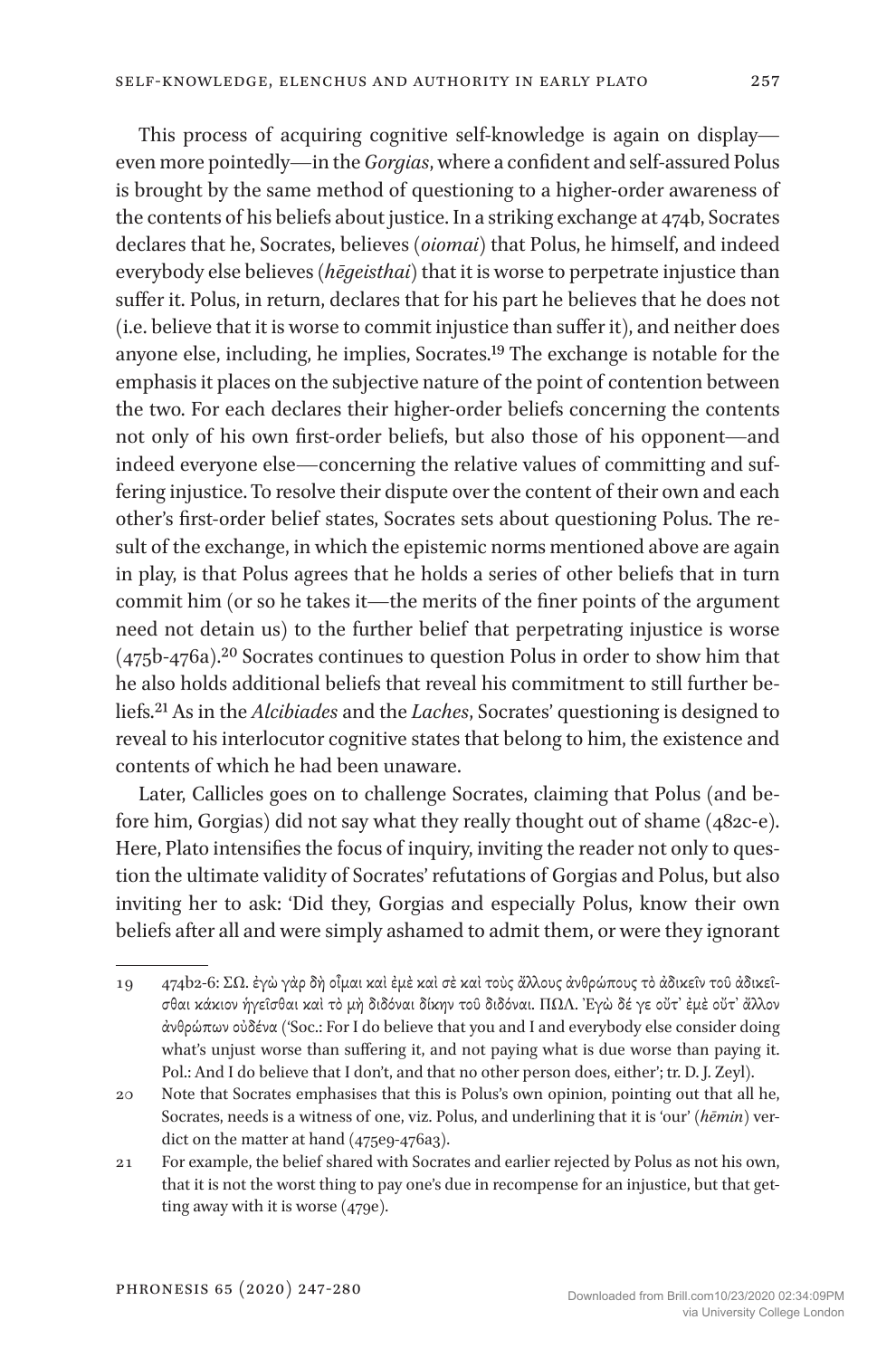This process of acquiring cognitive self-knowledge is again on display—even more pointedly—in the *Gorgias*, where a confident and self-assured Polus is brought by the same method of questioning to a higher-order awareness of the contents of his beliefs about justice. In a striking exchange at 474b, Socrates declares that he, Socrates, believes (*oiomai*) that Polus, he himself, and indeed everybody else believes (*hēgeisthai*) that it is worse to perpetrate injustice than suffer it. Polus, in return, declares that for his part he believes that he does not (i.e. believe that it is worse to commit injustice than suffer it), and neither does anyone else, including, he implies, Socrates.[19] The exchange is notable for the emphasis it places on the subjective nature of the point of contention between the two. For each declares their higher-order beliefs concerning the contents not only of his own first-order beliefs, but also those of his opponent—and indeed everyone else—concerning the relative values of committing and suffering injustice. To resolve their dispute over the content of their own and each other's first-order belief states, Socrates sets about questioning Polus. The result of the exchange, in which the epistemic norms mentioned above are again in play, is that Polus agrees that he holds a series of other beliefs that in turn commit him (or so he takes it—the merits of the finer points of the argument need not detain us) to the further belief that perpetrating injustice is worse (475b-476a).[20] Socrates continues to question Polus in order to show him that he also holds additional beliefs that reveal his commitment to still further beliefs.[21] As in the *Alcibiades* and the *Laches*, Socrates' questioning is designed to reveal to his interlocutor cognitive states that belong to him, the existence and contents of which he had been unaware.

Later, Callicles goes on to challenge Socrates, claiming that Polus (and before him, Gorgias) did not say what they really thought out of shame (482c-e). Here, Plato intensifies the focus of inquiry, inviting the reader not only to question the ultimate validity of Socrates' refutations of Gorgias and Polus, but also inviting her to ask: 'Did they, Gorgias and especially Polus, know their own beliefs after all and were simply ashamed to admit them, or were they ignorant

---

19 474b2-6: ΣΩ. ἐγὼ γὰρ δὴ οἶμαι καὶ ἐμὲ καὶ σὲ καὶ τοὺς ἄλλους ἀνθρώπους τὸ ἀδικεῖν τοῦ ἀδικεῖσθαι κάκιον ἡγεῖσθαι καὶ τὸ μὴ διδόναι δίκην τοῦ διδόναι. ΠΩΛ. Ἐγὼ δέ γε οὔτ᾽ ἐμὲ οὔτ᾽ ἄλλον ἀνθρώπων οὐδένα ('Soc.: For I do believe that you and I and everybody else consider doing what's unjust worse than suffering it, and not paying what is due worse than paying it. Pol.: And I do believe that I don't, and that no other person does, either'; tr. D. J. Zeyl).

20 Note that Socrates emphasises that this is Polus's own opinion, pointing out that all he, Socrates, needs is a witness of one, viz. Polus, and underlining that it is 'our' (*hēmin*) verdict on the matter at hand (475e9-476a3).

21 For example, the belief shared with Socrates and earlier rejected by Polus as not his own, that it is not the worst thing to pay one's due in recompense for an injustice, but that getting away with it is worse (479e).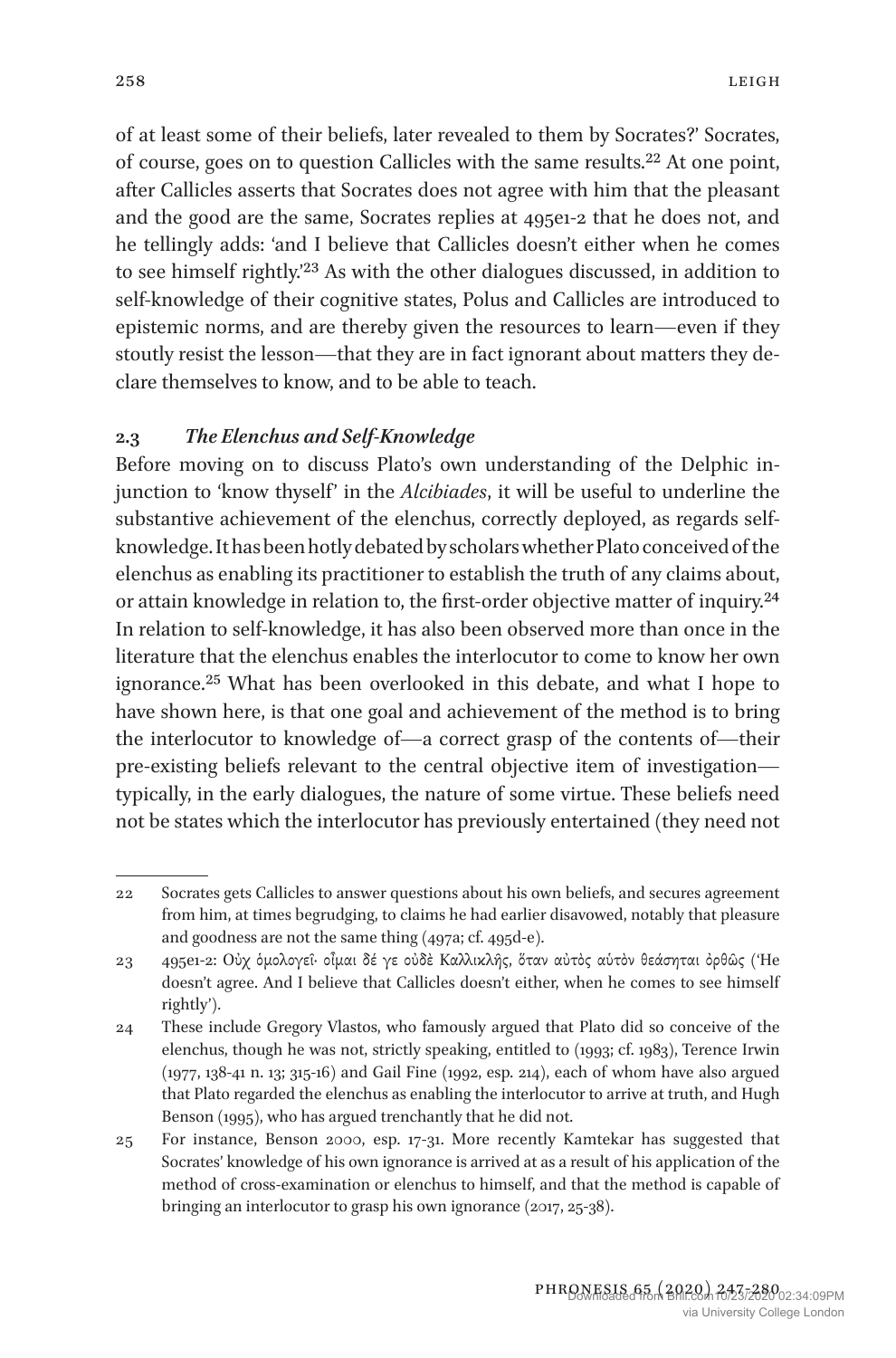of at least some of their beliefs, later revealed to them by Socrates?' Socrates, of course, goes on to question Callicles with the same results.[22] At one point, after Callicles asserts that Socrates does not agree with him that the pleasant and the good are the same, Socrates replies at 495e1-2 that he does not, and he tellingly adds: 'and I believe that Callicles doesn't either when he comes to see himself rightly.'[23] As with the other dialogues discussed, in addition to self-knowledge of their cognitive states, Polus and Callicles are introduced to epistemic norms, and are thereby given the resources to learn—even if they stoutly resist the lesson—that they are in fact ignorant about matters they declare themselves to know, and to be able to teach.

### 2.3 *The Elenchus and Self-Knowledge*

Before moving on to discuss Plato's own understanding of the Delphic injunction to 'know thyself' in the *Alcibiades*, it will be useful to underline the substantive achievement of the elenchus, correctly deployed, as regards self-knowledge. It has been hotly debated by scholars whether Plato conceived of the elenchus as enabling its practitioner to establish the truth of any claims about, or attain knowledge in relation to, the first-order objective matter of inquiry.[24] In relation to self-knowledge, it has also been observed more than once in the literature that the elenchus enables the interlocutor to come to know her own ignorance.[25] What has been overlooked in this debate, and what I hope to have shown here, is that one goal and achievement of the method is to bring the interlocutor to knowledge of—a correct grasp of the contents of—their pre-existing beliefs relevant to the central objective item of investigation—typically, in the early dialogues, the nature of some virtue. These beliefs need not be states which the interlocutor has previously entertained (they need not

---

22 Socrates gets Callicles to answer questions about his own beliefs, and secures agreement from him, at times begrudging, to claims he had earlier disavowed, notably that pleasure and goodness are not the same thing (497a; cf. 495d-e).

23 495e1-2: Οὐχ ὁμολογεῖ· οἶμαι δέ γε οὐδὲ Καλλικλῆς, ὅταν αὐτὸς αὑτὸν θεάσηται ὀρθῶς ('He doesn't agree. And I believe that Callicles doesn't either, when he comes to see himself rightly').

24 These include Gregory Vlastos, who famously argued that Plato did so conceive of the elenchus, though he was not, strictly speaking, entitled to (1993; cf. 1983), Terence Irwin (1977, 138-41 n. 13; 315-16) and Gail Fine (1992, esp. 214), each of whom have also argued that Plato regarded the elenchus as enabling the interlocutor to arrive at truth, and Hugh Benson (1995), who has argued trenchantly that he did not.

25 For instance, Benson 2000, esp. 17-31. More recently Kamtekar has suggested that Socrates' knowledge of his own ignorance is arrived at as a result of his application of the method of cross-examination or elenchus to himself, and that the method is capable of bringing an interlocutor to grasp his own ignorance (2017, 25-38).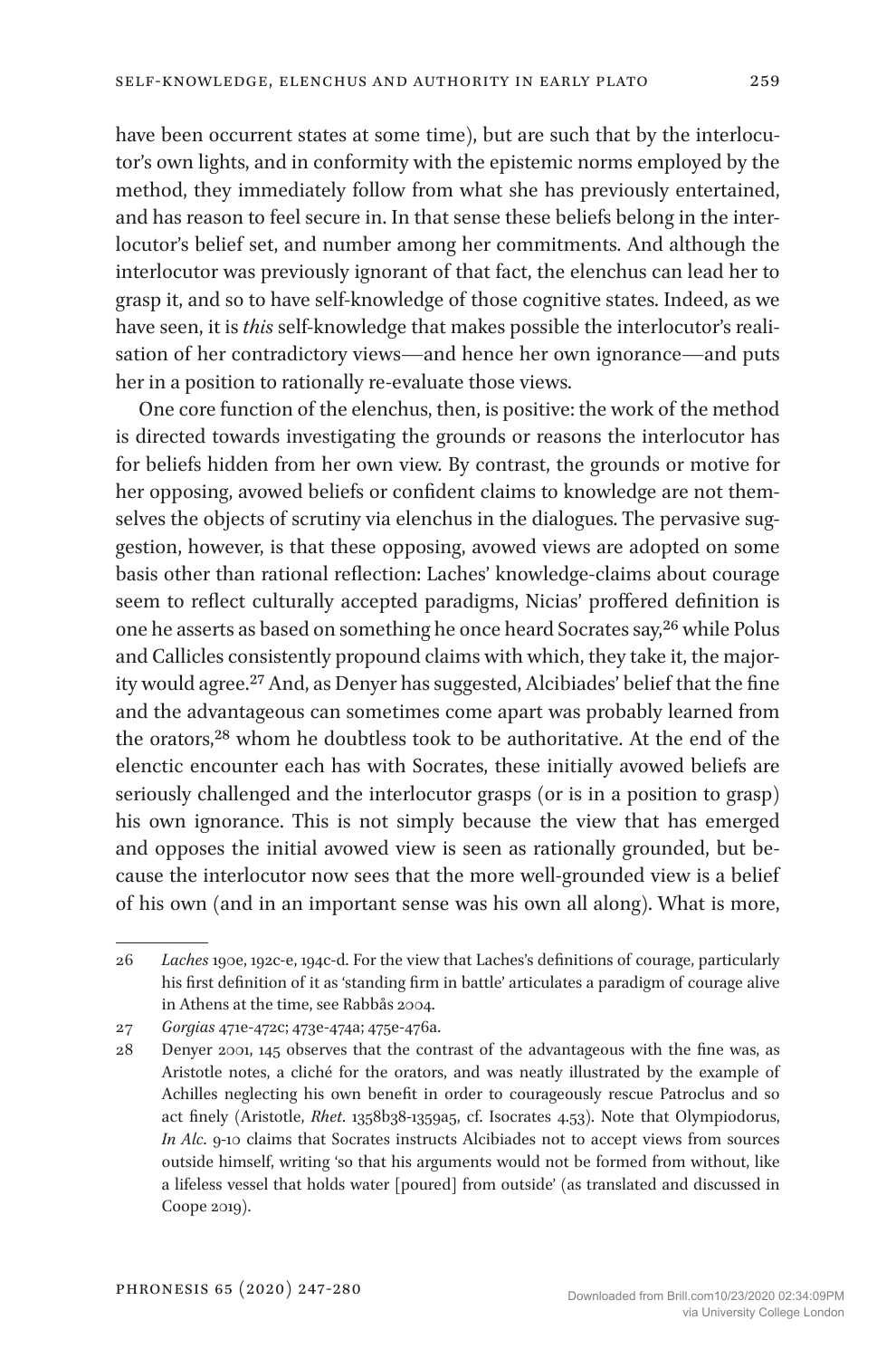have been occurrent states at some time), but are such that by the interlocutor's own lights, and in conformity with the epistemic norms employed by the method, they immediately follow from what she has previously entertained, and has reason to feel secure in. In that sense these beliefs belong in the interlocutor's belief set, and number among her commitments. And although the interlocutor was previously ignorant of that fact, the elenchus can lead her to grasp it, and so to have self-knowledge of those cognitive states. Indeed, as we have seen, it is *this* self-knowledge that makes possible the interlocutor's realisation of her contradictory views—and hence her own ignorance—and puts her in a position to rationally re-evaluate those views.

One core function of the elenchus, then, is positive: the work of the method is directed towards investigating the grounds or reasons the interlocutor has for beliefs hidden from her own view. By contrast, the grounds or motive for her opposing, avowed beliefs or confident claims to knowledge are not themselves the objects of scrutiny via elenchus in the dialogues. The pervasive suggestion, however, is that these opposing, avowed views are adopted on some basis other than rational reflection: Laches' knowledge-claims about courage seem to reflect culturally accepted paradigms, Nicias' proffered definition is one he asserts as based on something he once heard Socrates say,[26] while Polus and Callicles consistently propound claims with which, they take it, the majority would agree.[27] And, as Denyer has suggested, Alcibiades' belief that the fine and the advantageous can sometimes come apart was probably learned from the orators,[28] whom he doubtless took to be authoritative. At the end of the elenctic encounter each has with Socrates, these initially avowed beliefs are seriously challenged and the interlocutor grasps (or is in a position to grasp) his own ignorance. This is not simply because the view that has emerged and opposes the initial avowed view is seen as rationally grounded, but because the interlocutor now sees that the more well-grounded view is a belief of his own (and in an important sense was his own all along). What is more,

---

26 *Laches* 190e, 192c-e, 194c-d. For the view that Laches's definitions of courage, particularly his first definition of it as 'standing firm in battle' articulates a paradigm of courage alive in Athens at the time, see Rabbås 2004.

27 *Gorgias* 471e-472c; 473e-474a; 475e-476a.

28 Denyer 2001, 145 observes that the contrast of the advantageous with the fine was, as Aristotle notes, a cliché for the orators, and was neatly illustrated by the example of Achilles neglecting his own benefit in order to courageously rescue Patroclus and so act finely (Aristotle, *Rhet.* 1358b38-1359a5, cf. Isocrates 4.53). Note that Olympiodorus, *In Alc.* 9-10 claims that Socrates instructs Alcibiades not to accept views from sources outside himself, writing 'so that his arguments would not be formed from without, like a lifeless vessel that holds water [poured] from outside' (as translated and discussed in Coope 2019).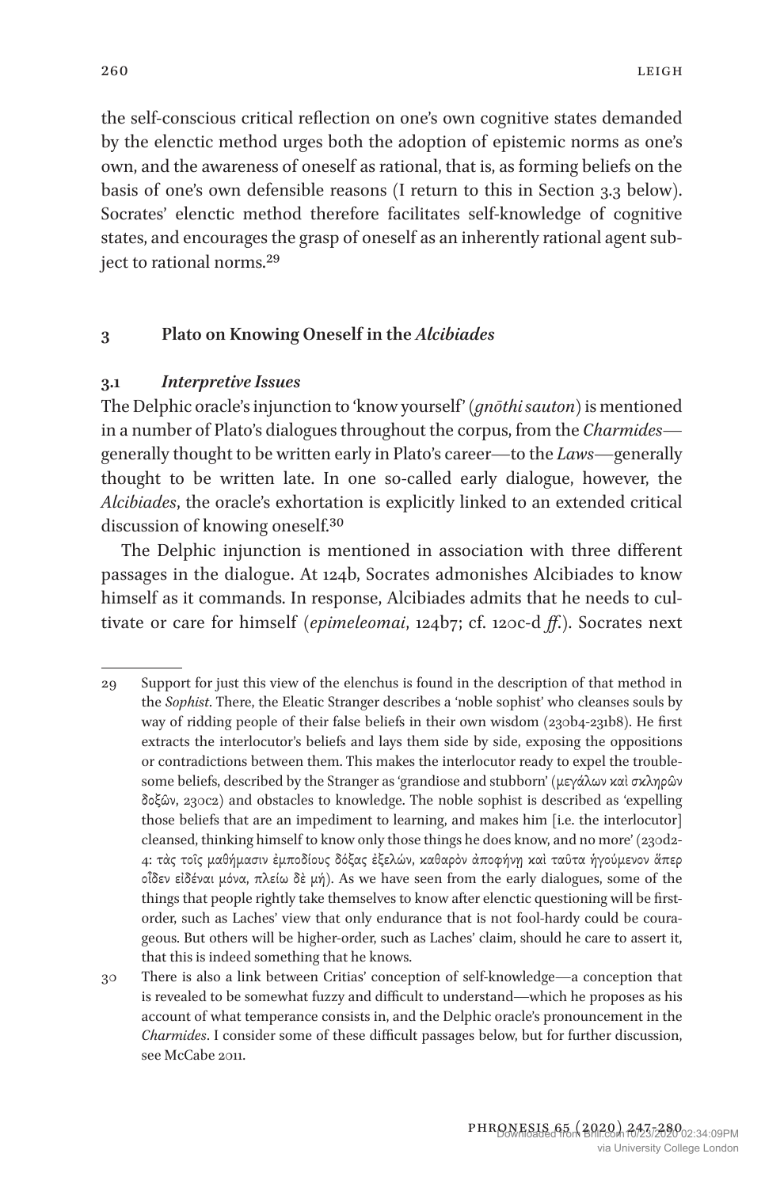the self-conscious critical reflection on one's own cognitive states demanded by the elenctic method urges both the adoption of epistemic norms as one's own, and the awareness of oneself as rational, that is, as forming beliefs on the basis of one's own defensible reasons (I return to this in Section 3.3 below). Socrates' elenctic method therefore facilitates self-knowledge of cognitive states, and encourages the grasp of oneself as an inherently rational agent subject to rational norms.[29]

## 3 Plato on Knowing Oneself in the *Alcibiades*

### 3.1 *Interpretive Issues*

The Delphic oracle's injunction to 'know yourself' (*gnōthi sauton*) is mentioned in a number of Plato's dialogues throughout the corpus, from the *Charmides*—generally thought to be written early in Plato's career—to the *Laws*—generally thought to be written late. In one so-called early dialogue, however, the *Alcibiades*, the oracle's exhortation is explicitly linked to an extended critical discussion of knowing oneself.[30]

The Delphic injunction is mentioned in association with three different passages in the dialogue. At 124b, Socrates admonishes Alcibiades to know himself as it commands. In response, Alcibiades admits that he needs to cultivate or care for himself (*epimeleomai*, 124b7; cf. 120c-d *ff.*). Socrates next

---

29 Support for just this view of the elenchus is found in the description of that method in the *Sophist*. There, the Eleatic Stranger describes a 'noble sophist' who cleanses souls by way of ridding people of their false beliefs in their own wisdom (230b4-231b8). He first extracts the interlocutor's beliefs and lays them side by side, exposing the oppositions or contradictions between them. This makes the interlocutor ready to expel the troublesome beliefs, described by the Stranger as 'grandiose and stubborn' (μεγάλων καὶ σκληρῶν δοξῶν, 230c2) and obstacles to knowledge. The noble sophist is described as 'expelling those beliefs that are an impediment to learning, and makes him [i.e. the interlocutor] cleansed, thinking himself to know only those things he does know, and no more' (230d2-4: τὰς τοῖς μαθήμασιν ἐμποδίους δόξας ἐξελών, καθαρὸν ἀποφήνῃ καὶ ταῦτα ἡγούμενον ἅπερ οἶδεν εἰδέναι μόνα, πλείω δὲ μή). As we have seen from the early dialogues, some of the things that people rightly take themselves to know after elenctic questioning will be first-order, such as Laches' view that only endurance that is not fool-hardy could be courageous. But others will be higher-order, such as Laches' claim, should he care to assert it, that this is indeed something that he knows.

30 There is also a link between Critias' conception of self-knowledge—a conception that is revealed to be somewhat fuzzy and difficult to understand—which he proposes as his account of what temperance consists in, and the Delphic oracle's pronouncement in the *Charmides*. I consider some of these difficult passages below, but for further discussion, see McCabe 2011.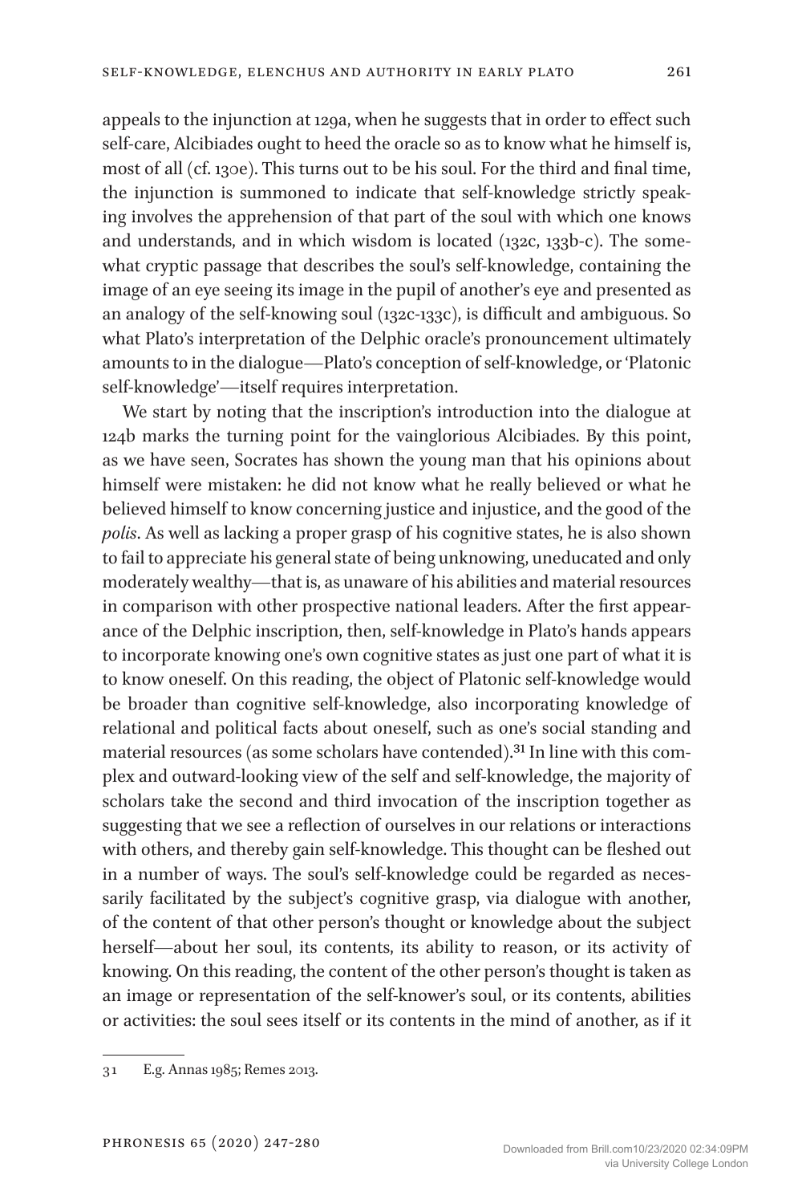appeals to the injunction at 129a, when he suggests that in order to effect such self-care, Alcibiades ought to heed the oracle so as to know what he himself is, most of all (cf. 130e). This turns out to be his soul. For the third and final time, the injunction is summoned to indicate that self-knowledge strictly speaking involves the apprehension of that part of the soul with which one knows and understands, and in which wisdom is located (132c, 133b-c). The somewhat cryptic passage that describes the soul's self-knowledge, containing the image of an eye seeing its image in the pupil of another's eye and presented as an analogy of the self-knowing soul (132c-133c), is difficult and ambiguous. So what Plato's interpretation of the Delphic oracle's pronouncement ultimately amounts to in the dialogue—Plato's conception of self-knowledge, or 'Platonic self-knowledge'—itself requires interpretation.

We start by noting that the inscription's introduction into the dialogue at 124b marks the turning point for the vainglorious Alcibiades. By this point, as we have seen, Socrates has shown the young man that his opinions about himself were mistaken: he did not know what he really believed or what he believed himself to know concerning justice and injustice, and the good of the *polis*. As well as lacking a proper grasp of his cognitive states, he is also shown to fail to appreciate his general state of being unknowing, uneducated and only moderately wealthy—that is, as unaware of his abilities and material resources in comparison with other prospective national leaders. After the first appearance of the Delphic inscription, then, self-knowledge in Plato's hands appears to incorporate knowing one's own cognitive states as just one part of what it is to know oneself. On this reading, the object of Platonic self-knowledge would be broader than cognitive self-knowledge, also incorporating knowledge of relational and political facts about oneself, such as one's social standing and material resources (as some scholars have contended).[31] In line with this complex and outward-looking view of the self and self-knowledge, the majority of scholars take the second and third invocation of the inscription together as suggesting that we see a reflection of ourselves in our relations or interactions with others, and thereby gain self-knowledge. This thought can be fleshed out in a number of ways. The soul's self-knowledge could be regarded as necessarily facilitated by the subject's cognitive grasp, via dialogue with another, of the content of that other person's thought or knowledge about the subject herself—about her soul, its contents, its ability to reason, or its activity of knowing. On this reading, the content of the other person's thought is taken as an image or representation of the self-knower's soul, or its contents, abilities or activities: the soul sees itself or its contents in the mind of another, as if it

---

31 E.g. Annas 1985; Remes 2013.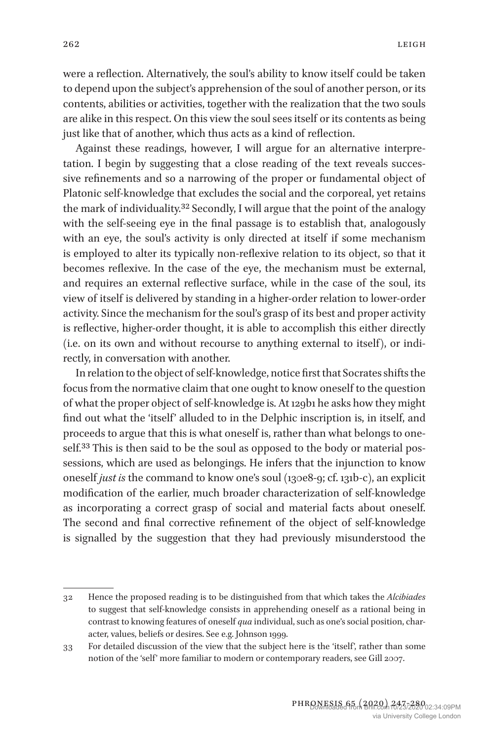were a reflection. Alternatively, the soul's ability to know itself could be taken to depend upon the subject's apprehension of the soul of another person, or its contents, abilities or activities, together with the realization that the two souls are alike in this respect. On this view the soul sees itself or its contents as being just like that of another, which thus acts as a kind of reflection.

Against these readings, however, I will argue for an alternative interpretation. I begin by suggesting that a close reading of the text reveals successive refinements and so a narrowing of the proper or fundamental object of Platonic self-knowledge that excludes the social and the corporeal, yet retains the mark of individuality.[32] Secondly, I will argue that the point of the analogy with the self-seeing eye in the final passage is to establish that, analogously with an eye, the soul's activity is only directed at itself if some mechanism is employed to alter its typically non-reflexive relation to its object, so that it becomes reflexive. In the case of the eye, the mechanism must be external, and requires an external reflective surface, while in the case of the soul, its view of itself is delivered by standing in a higher-order relation to lower-order activity. Since the mechanism for the soul's grasp of its best and proper activity is reflective, higher-order thought, it is able to accomplish this either directly (i.e. on its own and without recourse to anything external to itself), or indirectly, in conversation with another.

In relation to the object of self-knowledge, notice first that Socrates shifts the focus from the normative claim that one ought to know oneself to the question of what the proper object of self-knowledge is. At 129b1 he asks how they might find out what the 'itself' alluded to in the Delphic inscription is, in itself, and proceeds to argue that this is what oneself is, rather than what belongs to oneself.[33] This is then said to be the soul as opposed to the body or material possessions, which are used as belongings. He infers that the injunction to know oneself *just is* the command to know one's soul (130e8-9; cf. 131b-c), an explicit modification of the earlier, much broader characterization of self-knowledge as incorporating a correct grasp of social and material facts about oneself. The second and final corrective refinement of the object of self-knowledge is signalled by the suggestion that they had previously misunderstood the

---

32 Hence the proposed reading is to be distinguished from that which takes the *Alcibiades* to suggest that self-knowledge consists in apprehending oneself as a rational being in contrast to knowing features of oneself *qua* individual, such as one's social position, character, values, beliefs or desires. See e.g. Johnson 1999.

33 For detailed discussion of the view that the subject here is the 'itself', rather than some notion of the 'self' more familiar to modern or contemporary readers, see Gill 2007.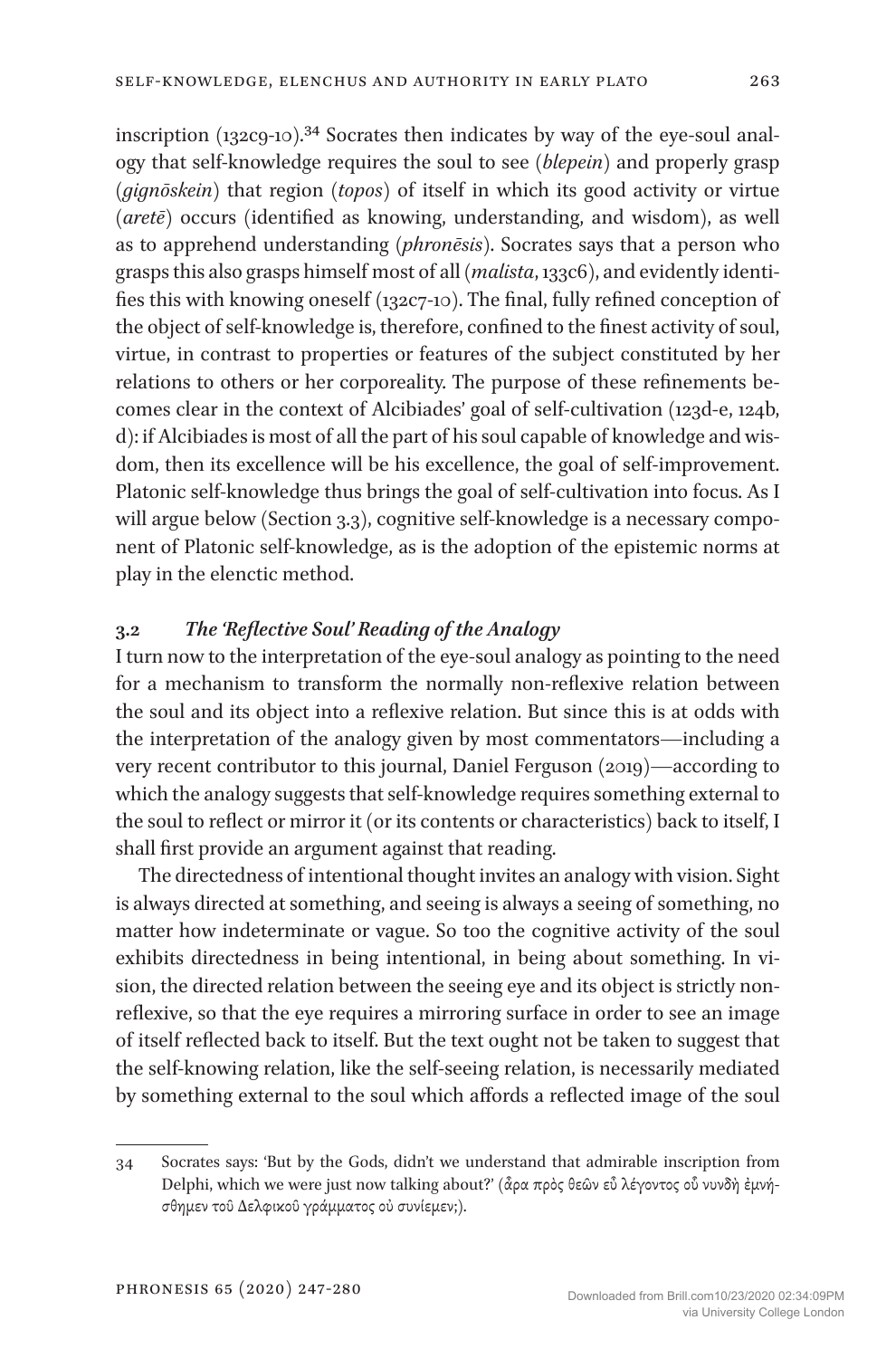inscription (132c9-10).[34] Socrates then indicates by way of the eye-soul analogy that self-knowledge requires the soul to see (*blepein*) and properly grasp (*gignōskein*) that region (*topos*) of itself in which its good activity or virtue (*aretē*) occurs (identified as knowing, understanding, and wisdom), as well as to apprehend understanding (*phronēsis*). Socrates says that a person who grasps this also grasps himself most of all (*malista*, 133c6), and evidently identifies this with knowing oneself (132c7-10). The final, fully refined conception of the object of self-knowledge is, therefore, confined to the finest activity of soul, virtue, in contrast to properties or features of the subject constituted by her relations to others or her corporeality. The purpose of these refinements becomes clear in the context of Alcibiades' goal of self-cultivation (123d-e, 124b, d): if Alcibiades is most of all the part of his soul capable of knowledge and wisdom, then its excellence will be his excellence, the goal of self-improvement. Platonic self-knowledge thus brings the goal of self-cultivation into focus. As I will argue below (Section 3.3), cognitive self-knowledge is a necessary component of Platonic self-knowledge, as is the adoption of the epistemic norms at play in the elenctic method.

### 3.2 *The 'Reflective Soul' Reading of the Analogy*

I turn now to the interpretation of the eye-soul analogy as pointing to the need for a mechanism to transform the normally non-reflexive relation between the soul and its object into a reflexive relation. But since this is at odds with the interpretation of the analogy given by most commentators—including a very recent contributor to this journal, Daniel Ferguson (2019)—according to which the analogy suggests that self-knowledge requires something external to the soul to reflect or mirror it (or its contents or characteristics) back to itself, I shall first provide an argument against that reading.

The directedness of intentional thought invites an analogy with vision. Sight is always directed at something, and seeing is always a seeing of something, no matter how indeterminate or vague. So too the cognitive activity of the soul exhibits directedness in being intentional, in being about something. In vision, the directed relation between the seeing eye and its object is strictly non-reflexive, so that the eye requires a mirroring surface in order to see an image of itself reflected back to itself. But the text ought not be taken to suggest that the self-knowing relation, like the self-seeing relation, is necessarily mediated by something external to the soul which affords a reflected image of the soul

---

34 Socrates says: 'But by the Gods, didn't we understand that admirable inscription from Delphi, which we were just now talking about?' (ἆρα πρὸς θεῶν εὖ λέγοντος οὗ νυνδὴ ἐμνήσθημεν τοῦ Δελφικοῦ γράμματος οὐ συνίεμεν;).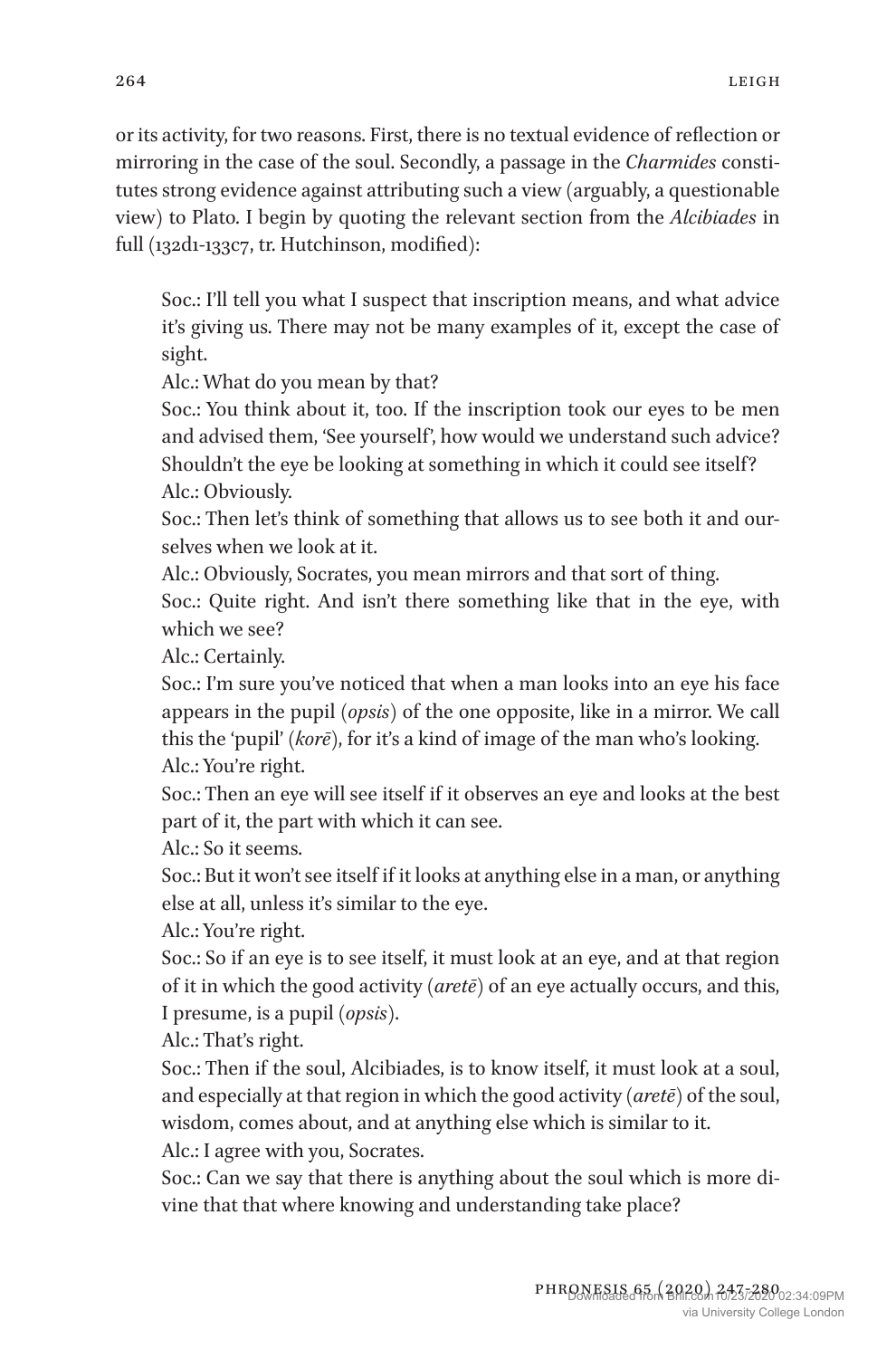or its activity, for two reasons. First, there is no textual evidence of reflection or mirroring in the case of the soul. Secondly, a passage in the *Charmides* constitutes strong evidence against attributing such a view (arguably, a questionable view) to Plato. I begin by quoting the relevant section from the *Alcibiades* in full (132d1-133c7, tr. Hutchinson, modified):

> Soc.: I'll tell you what I suspect that inscription means, and what advice it's giving us. There may not be many examples of it, except the case of sight.
> Alc.: What do you mean by that?
> Soc.: You think about it, too. If the inscription took our eyes to be men and advised them, 'See yourself', how would we understand such advice? Shouldn't the eye be looking at something in which it could see itself?
> Alc.: Obviously.
> Soc.: Then let's think of something that allows us to see both it and ourselves when we look at it.
> Alc.: Obviously, Socrates, you mean mirrors and that sort of thing.
> Soc.: Quite right. And isn't there something like that in the eye, with which we see?
> Alc.: Certainly.
> Soc.: I'm sure you've noticed that when a man looks into an eye his face appears in the pupil (*opsis*) of the one opposite, like in a mirror. We call this the 'pupil' (*korē*), for it's a kind of image of the man who's looking.
> Alc.: You're right.
> Soc.: Then an eye will see itself if it observes an eye and looks at the best part of it, the part with which it can see.
> Alc.: So it seems.
> Soc.: But it won't see itself if it looks at anything else in a man, or anything else at all, unless it's similar to the eye.
> Alc.: You're right.
> Soc.: So if an eye is to see itself, it must look at an eye, and at that region of it in which the good activity (*aretē*) of an eye actually occurs, and this, I presume, is a pupil (*opsis*).
> Alc.: That's right.
> Soc.: Then if the soul, Alcibiades, is to know itself, it must look at a soul, and especially at that region in which the good activity (*aretē*) of the soul, wisdom, comes about, and at anything else which is similar to it.
> Alc.: I agree with you, Socrates.
> Soc.: Can we say that there is anything about the soul which is more divine that that where knowing and understanding take place?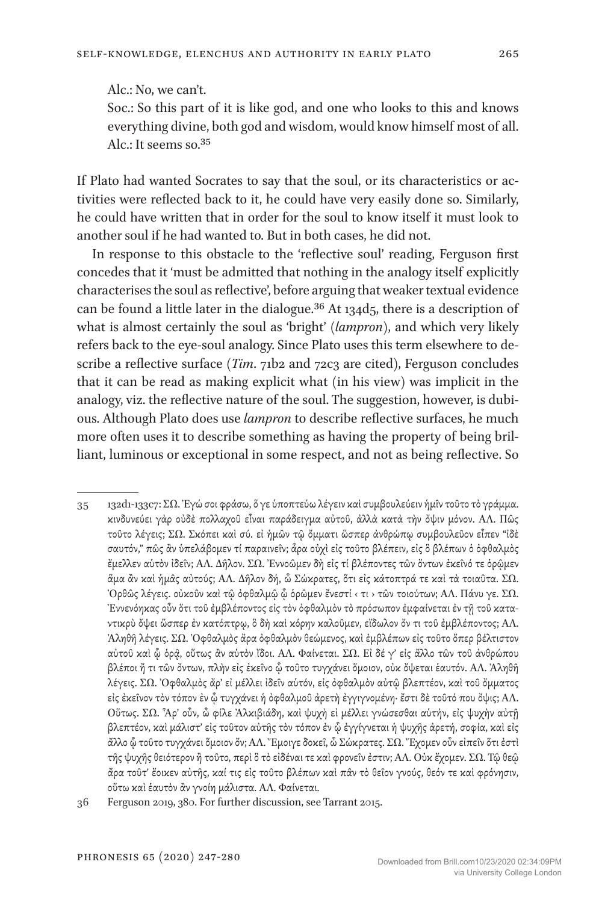Alc.: No, we can't.

Soc.: So this part of it is like god, and one who looks to this and knows everything divine, both god and wisdom, would know himself most of all.

Alc.: It seems so.[35]

If Plato had wanted Socrates to say that the soul, or its characteristics or activities were reflected back to it, he could have very easily done so. Similarly, he could have written that in order for the soul to know itself it must look to another soul if he had wanted to. But in both cases, he did not.

In response to this obstacle to the 'reflective soul' reading, Ferguson first concedes that it 'must be admitted that nothing in the analogy itself explicitly characterises the soul as reflective', before arguing that weaker textual evidence can be found a little later in the dialogue.[36] At 134d5, there is a description of what is almost certainly the soul as 'bright' (*lampron*), and which very likely refers back to the eye-soul analogy. Since Plato uses this term elsewhere to describe a reflective surface (*Tim*. 71b2 and 72c3 are cited), Ferguson concludes that it can be read as making explicit what (in his view) was implicit in the analogy, viz. the reflective nature of the soul. The suggestion, however, is dubious. Although Plato does use *lampron* to describe reflective surfaces, he much more often uses it to describe something as having the property of being brilliant, luminous or exceptional in some respect, and not as being reflective. So

---

35 132d1–133c7: ΣΩ. Ἐγώ σοι φράσω, ὅ γε ὑποπτεύω λέγειν καὶ συμβουλεύειν ἡμῖν τοῦτο τὸ γράμμα. κινδυνεύει γὰρ οὐδὲ πολλαχοῦ εἶναι παράδειγμα αὐτοῦ, ἀλλὰ κατὰ τὴν ὄψιν μόνον. ΑΛ. Πῶς τοῦτο λέγεις; ΣΩ. Σκόπει καὶ σύ. εἰ ἡμῶν τῷ ὄμματι ὥσπερ ἀνθρώπῳ συμβουλεῦον εἶπεν "ἰδὲ σαυτόν," πῶς ἂν ὑπελάβομεν τί παραινεῖν; ἆρα οὐχὶ εἰς τοῦτο βλέπειν, εἰς ὃ βλέπων ὁ ὀφθαλμὸς ἔμελλεν αὑτὸν ἰδεῖν; ΑΛ. Δῆλον. ΣΩ. Ἐννοῶμεν δὴ εἰς τί βλέποντες τῶν ὄντων ἐκεῖνό τε ὁρῷμεν ἅμα ἂν καὶ ἡμᾶς αὐτούς; ΑΛ. Δῆλον δή, ὦ Σώκρατες, ὅτι εἰς κάτοπτρά τε καὶ τὰ τοιαῦτα. ΣΩ. Ὀρθῶς λέγεις. οὐκοῦν καὶ τῷ ὀφθαλμῷ ᾧ ὁρῶμεν ἔνεστί ‹ τι › τῶν τοιούτων; ΑΛ. Πάνυ γε. ΣΩ. Ἐννενόηκας οὖν ὅτι τοῦ ἐμβλέποντος εἰς τὸν ὀφθαλμὸν τὸ πρόσωπον ἐμφαίνεται ἐν τῇ τοῦ καταντικρὺ ὄψει ὥσπερ ἐν κατόπτρῳ, ὃ δὴ καὶ κόρην καλοῦμεν, εἴδωλον ὄν τι τοῦ ἐμβλέποντος; ΑΛ. Ἀληθῆ λέγεις. ΣΩ. Ὀφθαλμὸς ἄρα ὀφθαλμὸν θεώμενος, καὶ ἐμβλέπων εἰς τοῦτο ὅπερ βέλτιστον αὐτοῦ καὶ ᾧ ὁρᾷ, οὕτως ἂν αὑτὸν ἴδοι. ΑΛ. Φαίνεται. ΣΩ. Εἰ δέ γ' εἰς ἄλλο τῶν τοῦ ἀνθρώπου βλέποι ἤ τι τῶν ὄντων, πλὴν εἰς ἐκεῖνο ᾧ τοῦτο τυγχάνει ὅμοιον, οὐκ ὄψεται ἑαυτόν. ΑΛ. Ἀληθῆ λέγεις. ΣΩ. Ὀφθαλμὸς ἄρ' εἰ μέλλει ἰδεῖν αὑτόν, εἰς ὀφθαλμὸν αὐτῷ βλεπτέον, καὶ τοῦ ὄμματος εἰς ἐκεῖνον τὸν τόπον ἐν ᾧ τυγχάνει ἡ ὀφθαλμοῦ ἀρετὴ ἐγγιγνομένη· ἔστι δὲ τοῦτό που ὄψις; ΑΛ. Οὕτως. ΣΩ. Ἆρ' οὖν, ὦ φίλε Ἀλκιβιάδη, καὶ ψυχὴ εἰ μέλλει γνώσεσθαι αὑτήν, εἰς ψυχὴν αὐτῇ βλεπτέον, καὶ μάλιστ' εἰς τοῦτον αὐτῆς τὸν τόπον ἐν ᾧ ἐγγίγνεται ἡ ψυχῆς ἀρετή, σοφία, καὶ εἰς ἄλλο ᾧ τοῦτο τυγχάνει ὅμοιον ὄν; ΑΛ. Ἔμοιγε δοκεῖ, ὦ Σώκρατες. ΣΩ. Ἔχομεν οὖν εἰπεῖν ὅτι ἐστὶ τῆς ψυχῆς θειότερον ἢ τοῦτο, περὶ ὃ τὸ εἰδέναι τε καὶ φρονεῖν ἐστιν; ΑΛ. Οὐκ ἔχομεν. ΣΩ. Τῷ θεῷ ἄρα τοῦτ' ἔοικεν αὐτῆς, καί τις εἰς τοῦτο βλέπων καὶ πᾶν τὸ θεῖον γνούς, θεόν τε καὶ φρόνησιν, οὕτω καὶ ἑαυτὸν ἂν γνοίη μάλιστα. ΑΛ. Φαίνεται.

36 Ferguson 2019, 380. For further discussion, see Tarrant 2015.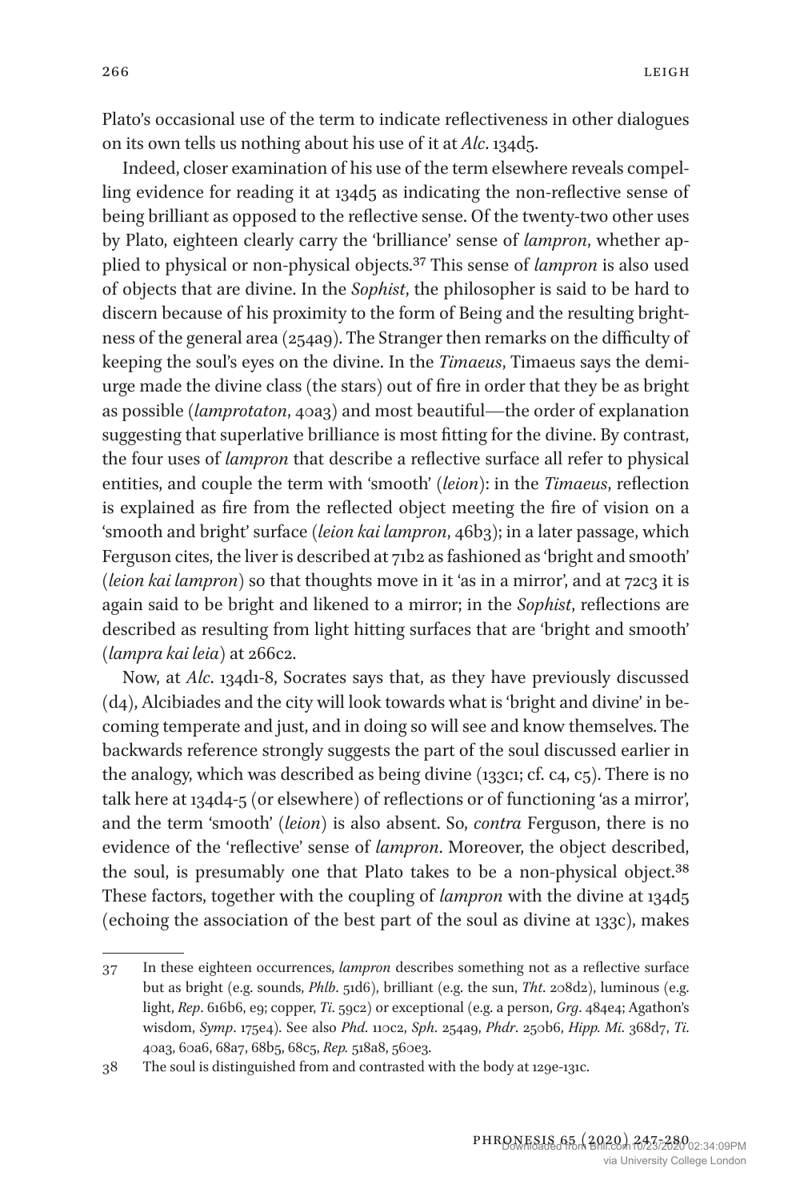Plato's occasional use of the term to indicate reflectiveness in other dialogues on its own tells us nothing about his use of it at *Alc*. 134d5.

Indeed, closer examination of his use of the term elsewhere reveals compelling evidence for reading it at 134d5 as indicating the non-reflective sense of being brilliant as opposed to the reflective sense. Of the twenty-two other uses by Plato, eighteen clearly carry the 'brilliance' sense of *lampron*, whether applied to physical or non-physical objects.[37] This sense of *lampron* is also used of objects that are divine. In the *Sophist*, the philosopher is said to be hard to discern because of his proximity to the form of Being and the resulting brightness of the general area (254a9). The Stranger then remarks on the difficulty of keeping the soul's eyes on the divine. In the *Timaeus*, Timaeus says the demiurge made the divine class (the stars) out of fire in order that they be as bright as possible (*lamprotaton*, 40a3) and most beautiful—the order of explanation suggesting that superlative brilliance is most fitting for the divine. By contrast, the four uses of *lampron* that describe a reflective surface all refer to physical entities, and couple the term with 'smooth' (*leion*): in the *Timaeus*, reflection is explained as fire from the reflected object meeting the fire of vision on a 'smooth and bright' surface (*leion kai lampron*, 46b3); in a later passage, which Ferguson cites, the liver is described at 71b2 as fashioned as 'bright and smooth' (*leion kai lampron*) so that thoughts move in it 'as in a mirror', and at 72c3 it is again said to be bright and likened to a mirror; in the *Sophist*, reflections are described as resulting from light hitting surfaces that are 'bright and smooth' (*lampra kai leia*) at 266c2.

Now, at *Alc*. 134d1-8, Socrates says that, as they have previously discussed (d4), Alcibiades and the city will look towards what is 'bright and divine' in becoming temperate and just, and in doing so will see and know themselves. The backwards reference strongly suggests the part of the soul discussed earlier in the analogy, which was described as being divine (133c1; cf. c4, c5). There is no talk here at 134d4-5 (or elsewhere) of reflections or of functioning 'as a mirror', and the term 'smooth' (*leion*) is also absent. So, *contra* Ferguson, there is no evidence of the 'reflective' sense of *lampron*. Moreover, the object described, the soul, is presumably one that Plato takes to be a non-physical object.[38] These factors, together with the coupling of *lampron* with the divine at 134d5 (echoing the association of the best part of the soul as divine at 133c), makes

---

37 In these eighteen occurrences, *lampron* describes something not as a reflective surface but as bright (e.g. sounds, *Phlb*. 51d6), brilliant (e.g. the sun, *Tht*. 208d2), luminous (e.g. light, *Rep*. 616b6, e9; copper, *Ti*. 59c2) or exceptional (e.g. a person, *Grg*. 484e4; Agathon's wisdom, *Symp*. 175e4). See also *Phd*. 110c2, *Sph*. 254a9, *Phdr*. 250b6, *Hipp. Mi*. 368d7, *Ti*. 40a3, 60a6, 68a7, 68b5, 68c5, *Rep*. 518a8, 560e3.

38 The soul is distinguished from and contrasted with the body at 129e-131c.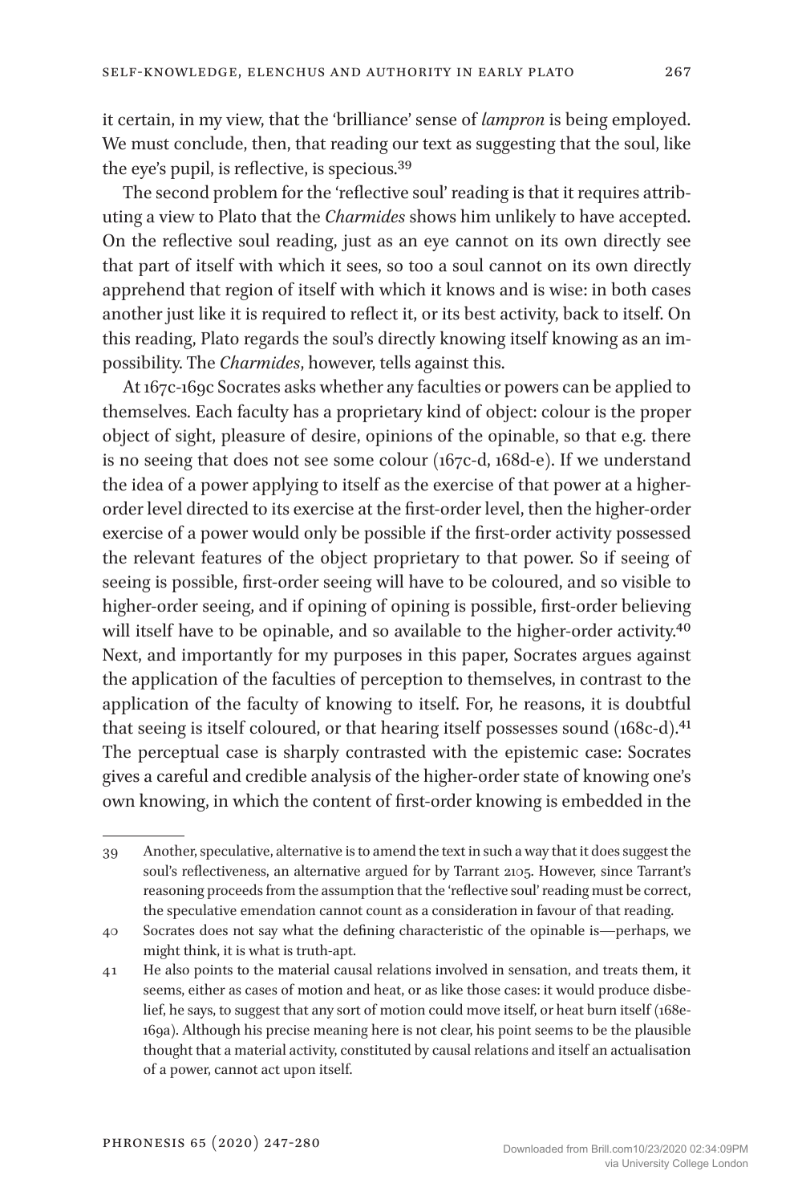it certain, in my view, that the 'brilliance' sense of *lampron* is being employed. We must conclude, then, that reading our text as suggesting that the soul, like the eye's pupil, is reflective, is specious.[39]

The second problem for the 'reflective soul' reading is that it requires attributing a view to Plato that the *Charmides* shows him unlikely to have accepted. On the reflective soul reading, just as an eye cannot on its own directly see that part of itself with which it sees, so too a soul cannot on its own directly apprehend that region of itself with which it knows and is wise: in both cases another just like it is required to reflect it, or its best activity, back to itself. On this reading, Plato regards the soul's directly knowing itself knowing as an impossibility. The *Charmides*, however, tells against this.

At 167c-169c Socrates asks whether any faculties or powers can be applied to themselves. Each faculty has a proprietary kind of object: colour is the proper object of sight, pleasure of desire, opinions of the opinable, so that e.g. there is no seeing that does not see some colour (167c-d, 168d-e). If we understand the idea of a power applying to itself as the exercise of that power at a higher-order level directed to its exercise at the first-order level, then the higher-order exercise of a power would only be possible if the first-order activity possessed the relevant features of the object proprietary to that power. So if seeing of seeing is possible, first-order seeing will have to be coloured, and so visible to higher-order seeing, and if opining of opining is possible, first-order believing will itself have to be opinable, and so available to the higher-order activity.[40] Next, and importantly for my purposes in this paper, Socrates argues against the application of the faculties of perception to themselves, in contrast to the application of the faculty of knowing to itself. For, he reasons, it is doubtful that seeing is itself coloured, or that hearing itself possesses sound (168c-d).[41] The perceptual case is sharply contrasted with the epistemic case: Socrates gives a careful and credible analysis of the higher-order state of knowing one's own knowing, in which the content of first-order knowing is embedded in the

---

39 Another, speculative, alternative is to amend the text in such a way that it does suggest the soul's reflectiveness, an alternative argued for by Tarrant 2105. However, since Tarrant's reasoning proceeds from the assumption that the 'reflective soul' reading must be correct, the speculative emendation cannot count as a consideration in favour of that reading.

40 Socrates does not say what the defining characteristic of the opinable is—perhaps, we might think, it is what is truth-apt.

41 He also points to the material causal relations involved in sensation, and treats them, it seems, either as cases of motion and heat, or as like those cases: it would produce disbelief, he says, to suggest that any sort of motion could move itself, or heat burn itself (168e-169a). Although his precise meaning here is not clear, his point seems to be the plausible thought that a material activity, constituted by causal relations and itself an actualisation of a power, cannot act upon itself.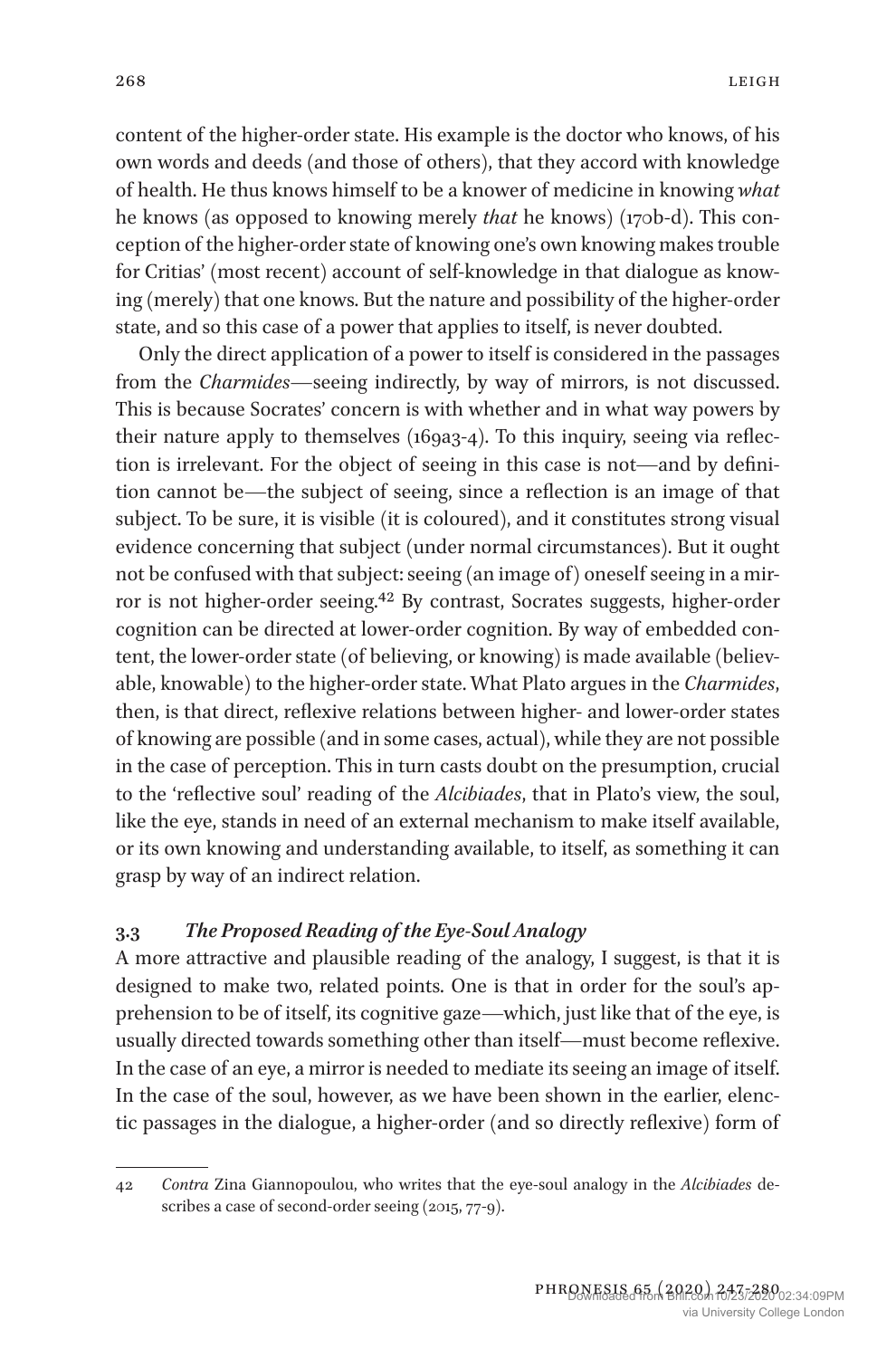content of the higher-order state. His example is the doctor who knows, of his own words and deeds (and those of others), that they accord with knowledge of health. He thus knows himself to be a knower of medicine in knowing *what* he knows (as opposed to knowing merely *that* he knows) (170b-d). This conception of the higher-order state of knowing one's own knowing makes trouble for Critias' (most recent) account of self-knowledge in that dialogue as knowing (merely) that one knows. But the nature and possibility of the higher-order state, and so this case of a power that applies to itself, is never doubted.

Only the direct application of a power to itself is considered in the passages from the *Charmides*—seeing indirectly, by way of mirrors, is not discussed. This is because Socrates' concern is with whether and in what way powers by their nature apply to themselves (169a3-4). To this inquiry, seeing via reflection is irrelevant. For the object of seeing in this case is not—and by definition cannot be—the subject of seeing, since a reflection is an image of that subject. To be sure, it is visible (it is coloured), and it constitutes strong visual evidence concerning that subject (under normal circumstances). But it ought not be confused with that subject: seeing (an image of) oneself seeing in a mirror is not higher-order seeing.[42] By contrast, Socrates suggests, higher-order cognition can be directed at lower-order cognition. By way of embedded content, the lower-order state (of believing, or knowing) is made available (believable, knowable) to the higher-order state. What Plato argues in the *Charmides*, then, is that direct, reflexive relations between higher- and lower-order states of knowing are possible (and in some cases, actual), while they are not possible in the case of perception. This in turn casts doubt on the presumption, crucial to the 'reflective soul' reading of the *Alcibiades*, that in Plato's view, the soul, like the eye, stands in need of an external mechanism to make itself available, or its own knowing and understanding available, to itself, as something it can grasp by way of an indirect relation.

### 3.3 *The Proposed Reading of the Eye-Soul Analogy*

A more attractive and plausible reading of the analogy, I suggest, is that it is designed to make two, related points. One is that in order for the soul's apprehension to be of itself, its cognitive gaze—which, just like that of the eye, is usually directed towards something other than itself—must become reflexive. In the case of an eye, a mirror is needed to mediate its seeing an image of itself. In the case of the soul, however, as we have been shown in the earlier, elenctic passages in the dialogue, a higher-order (and so directly reflexive) form of

---

42 *Contra* Zina Giannopoulou, who writes that the eye-soul analogy in the *Alcibiades* describes a case of second-order seeing (2015, 77-9).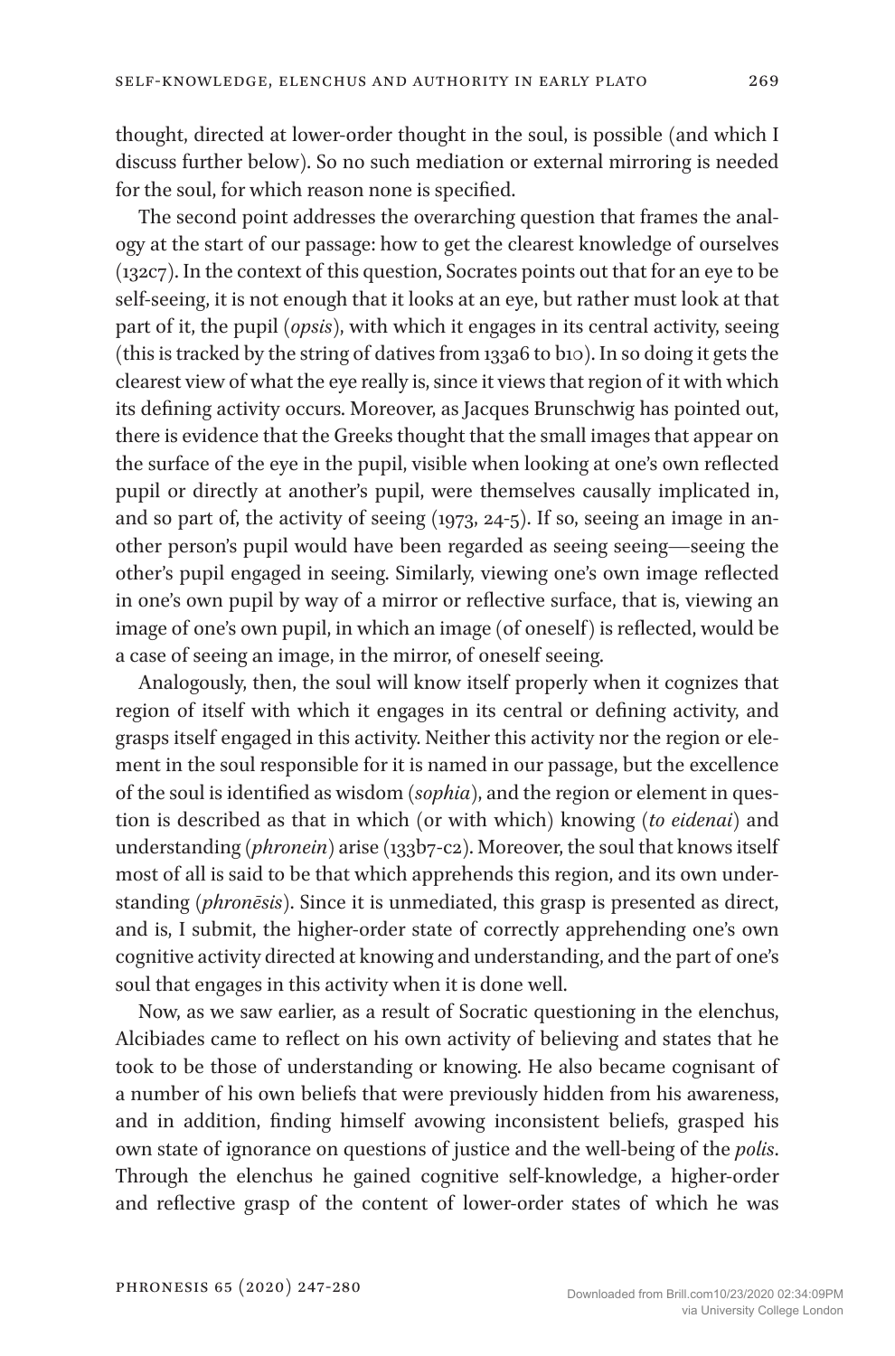thought, directed at lower-order thought in the soul, is possible (and which I discuss further below). So no such mediation or external mirroring is needed for the soul, for which reason none is specified.

The second point addresses the overarching question that frames the analogy at the start of our passage: how to get the clearest knowledge of ourselves (132c7). In the context of this question, Socrates points out that for an eye to be self-seeing, it is not enough that it looks at an eye, but rather must look at that part of it, the pupil (*opsis*), with which it engages in its central activity, seeing (this is tracked by the string of datives from 133a6 to b10). In so doing it gets the clearest view of what the eye really is, since it views that region of it with which its defining activity occurs. Moreover, as Jacques Brunschwig has pointed out, there is evidence that the Greeks thought that the small images that appear on the surface of the eye in the pupil, visible when looking at one's own reflected pupil or directly at another's pupil, were themselves causally implicated in, and so part of, the activity of seeing (1973, 24-5). If so, seeing an image in another person's pupil would have been regarded as seeing seeing—seeing the other's pupil engaged in seeing. Similarly, viewing one's own image reflected in one's own pupil by way of a mirror or reflective surface, that is, viewing an image of one's own pupil, in which an image (of oneself) is reflected, would be a case of seeing an image, in the mirror, of oneself seeing.

Analogously, then, the soul will know itself properly when it cognizes that region of itself with which it engages in its central or defining activity, and grasps itself engaged in this activity. Neither this activity nor the region or element in the soul responsible for it is named in our passage, but the excellence of the soul is identified as wisdom (*sophia*), and the region or element in question is described as that in which (or with which) knowing (*to eidenai*) and understanding (*phronein*) arise (133b7-c2). Moreover, the soul that knows itself most of all is said to be that which apprehends this region, and its own understanding (*phronēsis*). Since it is unmediated, this grasp is presented as direct, and is, I submit, the higher-order state of correctly apprehending one's own cognitive activity directed at knowing and understanding, and the part of one's soul that engages in this activity when it is done well.

Now, as we saw earlier, as a result of Socratic questioning in the elenchus, Alcibiades came to reflect on his own activity of believing and states that he took to be those of understanding or knowing. He also became cognisant of a number of his own beliefs that were previously hidden from his awareness, and in addition, finding himself avowing inconsistent beliefs, grasped his own state of ignorance on questions of justice and the well-being of the *polis*. Through the elenchus he gained cognitive self-knowledge, a higher-order and reflective grasp of the content of lower-order states of which he was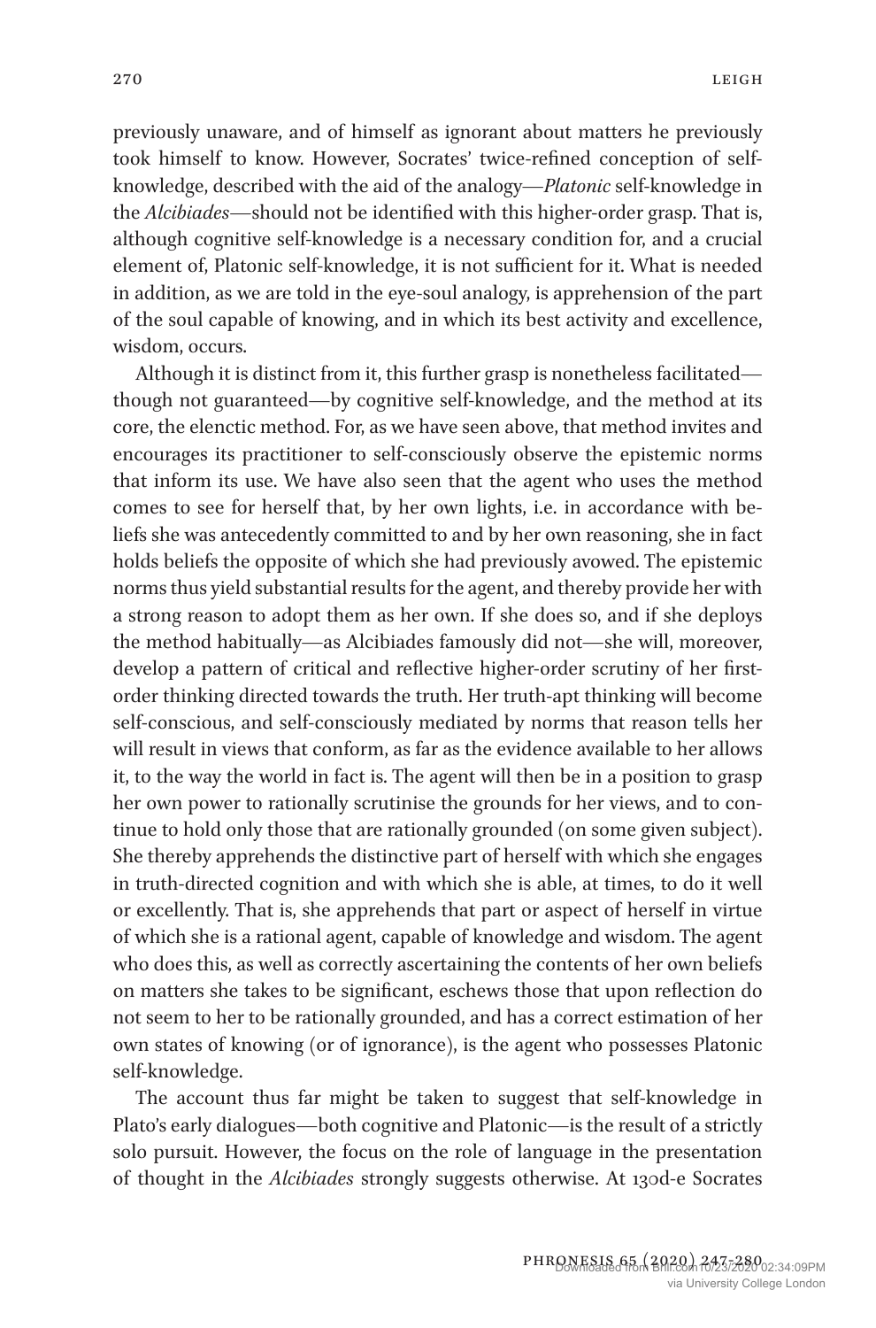previously unaware, and of himself as ignorant about matters he previously took himself to know. However, Socrates' twice-refined conception of self-knowledge, described with the aid of the analogy—*Platonic* self-knowledge in the *Alcibiades*—should not be identified with this higher-order grasp. That is, although cognitive self-knowledge is a necessary condition for, and a crucial element of, Platonic self-knowledge, it is not sufficient for it. What is needed in addition, as we are told in the eye-soul analogy, is apprehension of the part of the soul capable of knowing, and in which its best activity and excellence, wisdom, occurs.

Although it is distinct from it, this further grasp is nonetheless facilitated—though not guaranteed—by cognitive self-knowledge, and the method at its core, the elenctic method. For, as we have seen above, that method invites and encourages its practitioner to self-consciously observe the epistemic norms that inform its use. We have also seen that the agent who uses the method comes to see for herself that, by her own lights, i.e. in accordance with beliefs she was antecedently committed to and by her own reasoning, she in fact holds beliefs the opposite of which she had previously avowed. The epistemic norms thus yield substantial results for the agent, and thereby provide her with a strong reason to adopt them as her own. If she does so, and if she deploys the method habitually—as Alcibiades famously did not—she will, moreover, develop a pattern of critical and reflective higher-order scrutiny of her first-order thinking directed towards the truth. Her truth-apt thinking will become self-conscious, and self-consciously mediated by norms that reason tells her will result in views that conform, as far as the evidence available to her allows it, to the way the world in fact is. The agent will then be in a position to grasp her own power to rationally scrutinise the grounds for her views, and to continue to hold only those that are rationally grounded (on some given subject). She thereby apprehends the distinctive part of herself with which she engages in truth-directed cognition and with which she is able, at times, to do it well or excellently. That is, she apprehends that part or aspect of herself in virtue of which she is a rational agent, capable of knowledge and wisdom. The agent who does this, as well as correctly ascertaining the contents of her own beliefs on matters she takes to be significant, eschews those that upon reflection do not seem to her to be rationally grounded, and has a correct estimation of her own states of knowing (or of ignorance), is the agent who possesses Platonic self-knowledge.

The account thus far might be taken to suggest that self-knowledge in Plato's early dialogues—both cognitive and Platonic—is the result of a strictly solo pursuit. However, the focus on the role of language in the presentation of thought in the *Alcibiades* strongly suggests otherwise. At 130d-e Socrates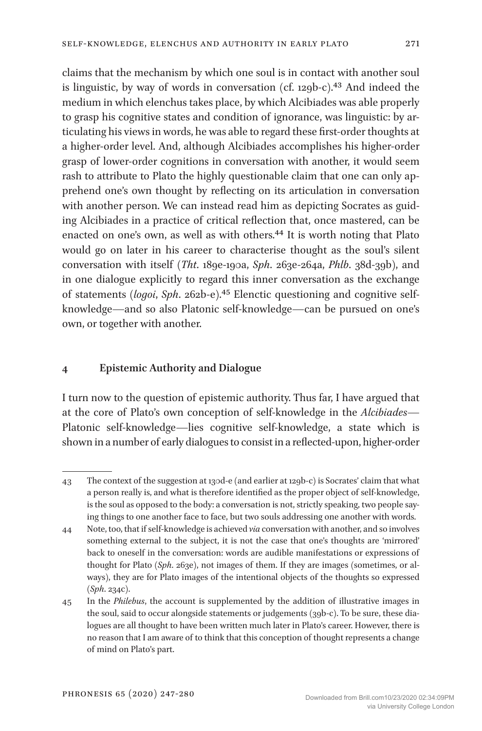claims that the mechanism by which one soul is in contact with another soul is linguistic, by way of words in conversation (cf. 129b-c).[43] And indeed the medium in which elenchus takes place, by which Alcibiades was able properly to grasp his cognitive states and condition of ignorance, was linguistic: by articulating his views in words, he was able to regard these first-order thoughts at a higher-order level. And, although Alcibiades accomplishes his higher-order grasp of lower-order cognitions in conversation with another, it would seem rash to attribute to Plato the highly questionable claim that one can only apprehend one's own thought by reflecting on its articulation in conversation with another person. We can instead read him as depicting Socrates as guiding Alcibiades in a practice of critical reflection that, once mastered, can be enacted on one's own, as well as with others.[44] It is worth noting that Plato would go on later in his career to characterise thought as the soul's silent conversation with itself (*Tht*. 189e-190a, *Sph*. 263e-264a, *Phlb*. 38d-39b), and in one dialogue explicitly to regard this inner conversation as the exchange of statements (*logoi*, *Sph*. 262b-e).[45] Elenctic questioning and cognitive self-knowledge—and so also Platonic self-knowledge—can be pursued on one's own, or together with another.

## 4 Epistemic Authority and Dialogue

I turn now to the question of epistemic authority. Thus far, I have argued that at the core of Plato's own conception of self-knowledge in the *Alcibiades*—Platonic self-knowledge—lies cognitive self-knowledge, a state which is shown in a number of early dialogues to consist in a reflected-upon, higher-order

---

43 The context of the suggestion at 130d-e (and earlier at 129b-c) is Socrates' claim that what a person really is, and what is therefore identified as the proper object of self-knowledge, is the soul as opposed to the body: a conversation is not, strictly speaking, two people saying things to one another face to face, but two souls addressing one another with words.

44 Note, too, that if self-knowledge is achieved *via* conversation with another, and so involves something external to the subject, it is not the case that one's thoughts are 'mirrored' back to oneself in the conversation: words are audible manifestations or expressions of thought for Plato (*Sph*. 263e), not images of them. If they are images (sometimes, or always), they are for Plato images of the intentional objects of the thoughts so expressed (*Sph*. 234c).

45 In the *Philebus*, the account is supplemented by the addition of illustrative images in the soul, said to occur alongside statements or judgements (39b-c). To be sure, these dialogues are all thought to have been written much later in Plato's career. However, there is no reason that I am aware of to think that this conception of thought represents a change of mind on Plato's part.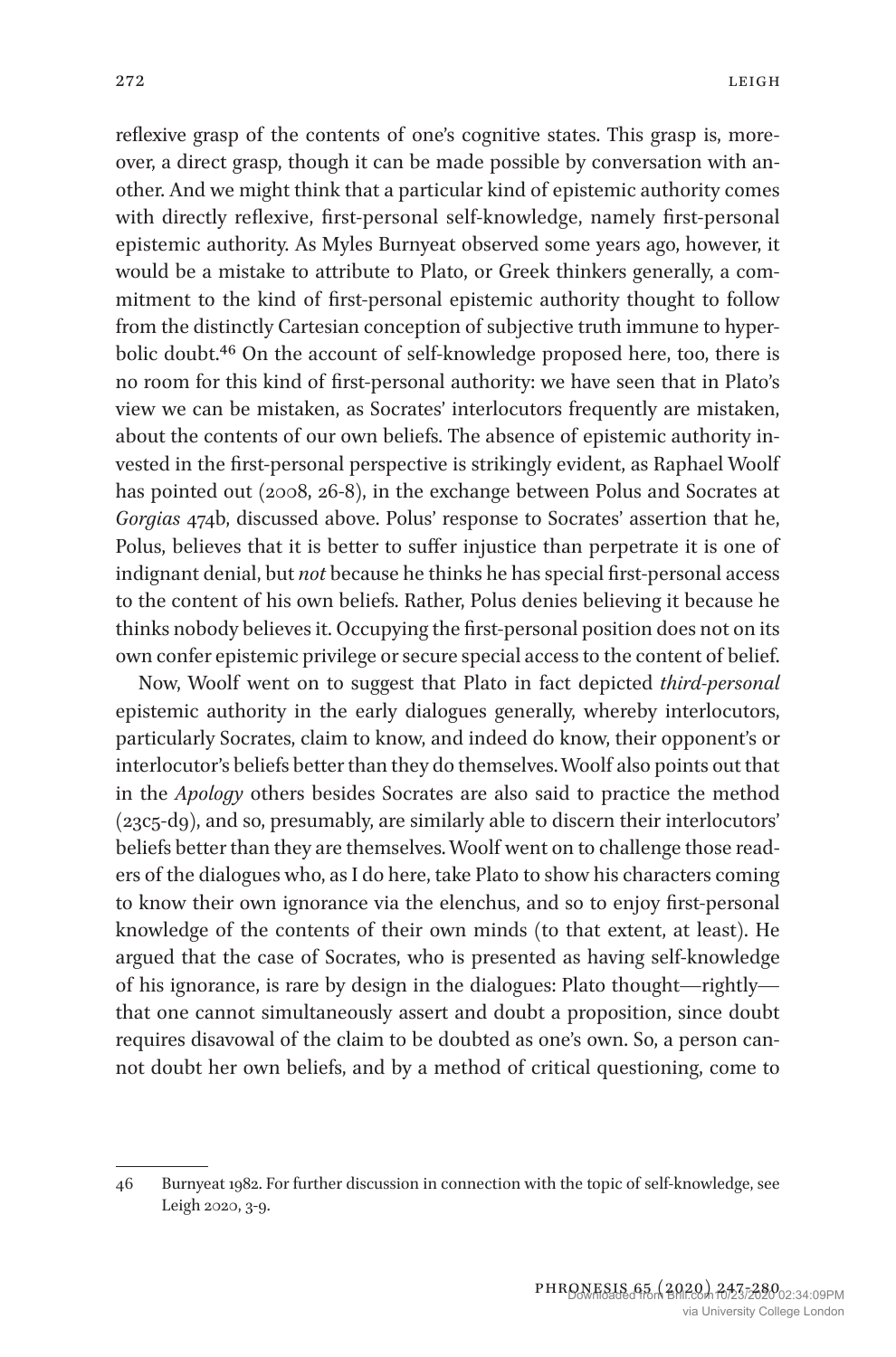reflexive grasp of the contents of one's cognitive states. This grasp is, moreover, a direct grasp, though it can be made possible by conversation with another. And we might think that a particular kind of epistemic authority comes with directly reflexive, first-personal self-knowledge, namely first-personal epistemic authority. As Myles Burnyeat observed some years ago, however, it would be a mistake to attribute to Plato, or Greek thinkers generally, a commitment to the kind of first-personal epistemic authority thought to follow from the distinctly Cartesian conception of subjective truth immune to hyperbolic doubt.[46] On the account of self-knowledge proposed here, too, there is no room for this kind of first-personal authority: we have seen that in Plato's view we can be mistaken, as Socrates' interlocutors frequently are mistaken, about the contents of our own beliefs. The absence of epistemic authority invested in the first-personal perspective is strikingly evident, as Raphael Woolf has pointed out (2008, 26-8), in the exchange between Polus and Socrates at *Gorgias* 474b, discussed above. Polus' response to Socrates' assertion that he, Polus, believes that it is better to suffer injustice than perpetrate it is one of indignant denial, but *not* because he thinks he has special first-personal access to the content of his own beliefs. Rather, Polus denies believing it because he thinks nobody believes it. Occupying the first-personal position does not on its own confer epistemic privilege or secure special access to the content of belief.

Now, Woolf went on to suggest that Plato in fact depicted *third-personal* epistemic authority in the early dialogues generally, whereby interlocutors, particularly Socrates, claim to know, and indeed do know, their opponent's or interlocutor's beliefs better than they do themselves. Woolf also points out that in the *Apology* others besides Socrates are also said to practice the method (23c5-d9), and so, presumably, are similarly able to discern their interlocutors' beliefs better than they are themselves. Woolf went on to challenge those readers of the dialogues who, as I do here, take Plato to show his characters coming to know their own ignorance via the elenchus, and so to enjoy first-personal knowledge of the contents of their own minds (to that extent, at least). He argued that the case of Socrates, who is presented as having self-knowledge of his ignorance, is rare by design in the dialogues: Plato thought—rightly—that one cannot simultaneously assert and doubt a proposition, since doubt requires disavowal of the claim to be doubted as one's own. So, a person cannot doubt her own beliefs, and by a method of critical questioning, come to

---

46 Burnyeat 1982. For further discussion in connection with the topic of self-knowledge, see Leigh 2020, 3-9.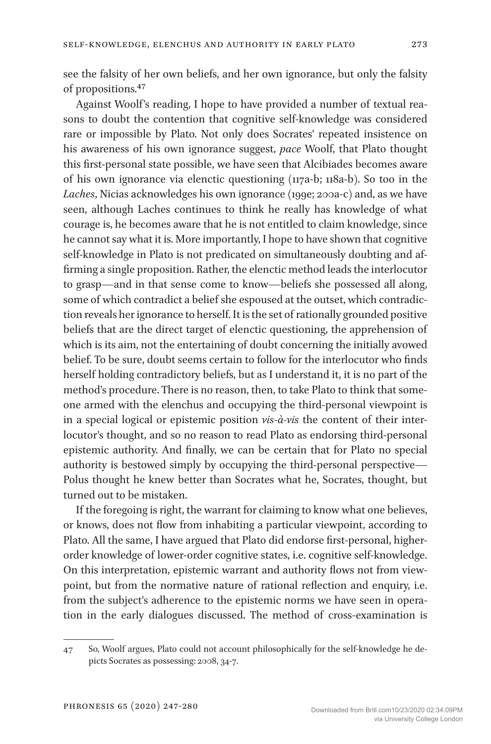see the falsity of her own beliefs, and her own ignorance, but only the falsity of propositions.[47]

Against Woolf's reading, I hope to have provided a number of textual reasons to doubt the contention that cognitive self-knowledge was considered rare or impossible by Plato. Not only does Socrates' repeated insistence on his awareness of his own ignorance suggest, *pace* Woolf, that Plato thought this first-personal state possible, we have seen that Alcibiades becomes aware of his own ignorance via elenctic questioning (117a-b; 118a-b). So too in the *Laches*, Nicias acknowledges his own ignorance (199e; 200a-c) and, as we have seen, although Laches continues to think he really has knowledge of what courage is, he becomes aware that he is not entitled to claim knowledge, since he cannot say what it is. More importantly, I hope to have shown that cognitive self-knowledge in Plato is not predicated on simultaneously doubting and affirming a single proposition. Rather, the elenctic method leads the interlocutor to grasp—and in that sense come to know—beliefs she possessed all along, some of which contradict a belief she espoused at the outset, which contradiction reveals her ignorance to herself. It is the set of rationally grounded positive beliefs that are the direct target of elenctic questioning, the apprehension of which is its aim, not the entertaining of doubt concerning the initially avowed belief. To be sure, doubt seems certain to follow for the interlocutor who finds herself holding contradictory beliefs, but as I understand it, it is no part of the method's procedure. There is no reason, then, to take Plato to think that someone armed with the elenchus and occupying the third-personal viewpoint is in a special logical or epistemic position *vis-à-vis* the content of their interlocutor's thought, and so no reason to read Plato as endorsing third-personal epistemic authority. And finally, we can be certain that for Plato no special authority is bestowed simply by occupying the third-personal perspective—Polus thought he knew better than Socrates what he, Socrates, thought, but turned out to be mistaken.

If the foregoing is right, the warrant for claiming to know what one believes, or knows, does not flow from inhabiting a particular viewpoint, according to Plato. All the same, I have argued that Plato did endorse first-personal, higher-order knowledge of lower-order cognitive states, i.e. cognitive self-knowledge. On this interpretation, epistemic warrant and authority flows not from viewpoint, but from the normative nature of rational reflection and enquiry, i.e. from the subject's adherence to the epistemic norms we have seen in operation in the early dialogues discussed. The method of cross-examination is

47 So, Woolf argues, Plato could not account philosophically for the self-knowledge he depicts Socrates as possessing: 2008, 34-7.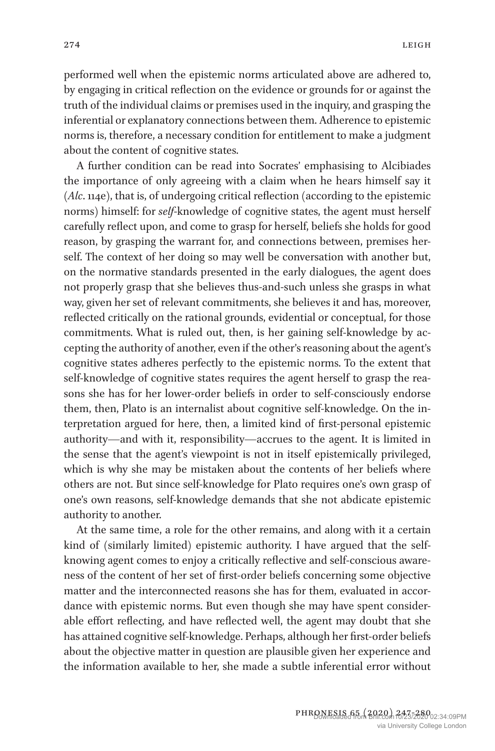performed well when the epistemic norms articulated above are adhered to, by engaging in critical reflection on the evidence or grounds for or against the truth of the individual claims or premises used in the inquiry, and grasping the inferential or explanatory connections between them. Adherence to epistemic norms is, therefore, a necessary condition for entitlement to make a judgment about the content of cognitive states.

A further condition can be read into Socrates' emphasising to Alcibiades the importance of only agreeing with a claim when he hears himself say it (*Alc*. 114e), that is, of undergoing critical reflection (according to the epistemic norms) himself: for *self*-knowledge of cognitive states, the agent must herself carefully reflect upon, and come to grasp for herself, beliefs she holds for good reason, by grasping the warrant for, and connections between, premises herself. The context of her doing so may well be conversation with another but, on the normative standards presented in the early dialogues, the agent does not properly grasp that she believes thus-and-such unless she grasps in what way, given her set of relevant commitments, she believes it and has, moreover, reflected critically on the rational grounds, evidential or conceptual, for those commitments. What is ruled out, then, is her gaining self-knowledge by accepting the authority of another, even if the other's reasoning about the agent's cognitive states adheres perfectly to the epistemic norms. To the extent that self-knowledge of cognitive states requires the agent herself to grasp the reasons she has for her lower-order beliefs in order to self-consciously endorse them, then, Plato is an internalist about cognitive self-knowledge. On the interpretation argued for here, then, a limited kind of first-personal epistemic authority—and with it, responsibility—accrues to the agent. It is limited in the sense that the agent's viewpoint is not in itself epistemically privileged, which is why she may be mistaken about the contents of her beliefs where others are not. But since self-knowledge for Plato requires one's own grasp of one's own reasons, self-knowledge demands that she not abdicate epistemic authority to another.

At the same time, a role for the other remains, and along with it a certain kind of (similarly limited) epistemic authority. I have argued that the self-knowing agent comes to enjoy a critically reflective and self-conscious awareness of the content of her set of first-order beliefs concerning some objective matter and the interconnected reasons she has for them, evaluated in accordance with epistemic norms. But even though she may have spent considerable effort reflecting, and have reflected well, the agent may doubt that she has attained cognitive self-knowledge. Perhaps, although her first-order beliefs about the objective matter in question are plausible given her experience and the information available to her, she made a subtle inferential error without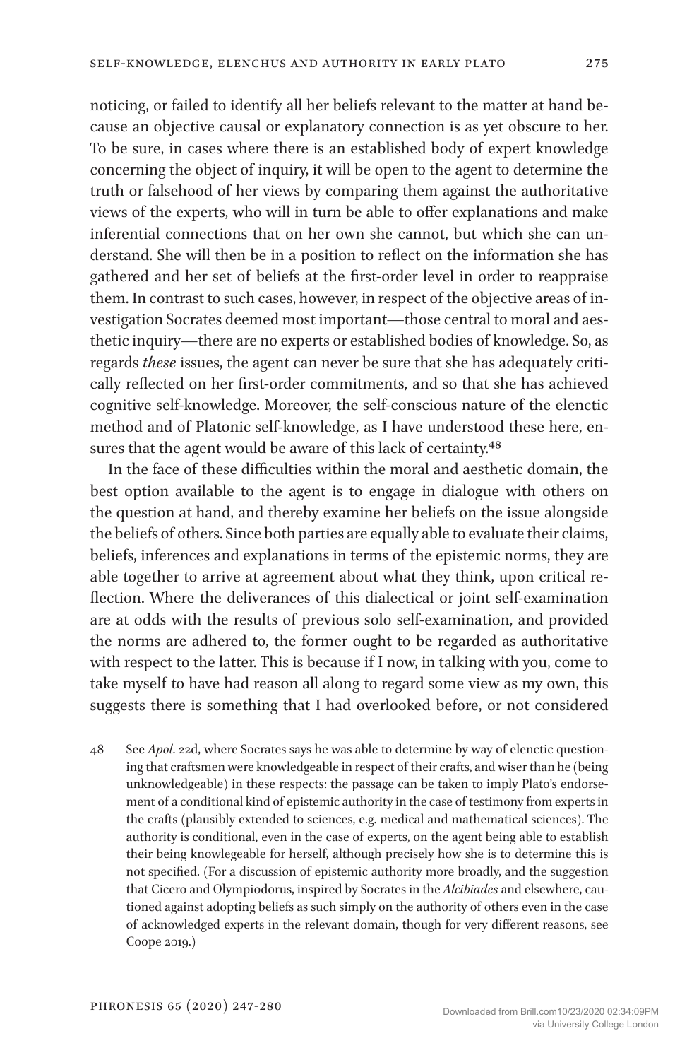noticing, or failed to identify all her beliefs relevant to the matter at hand because an objective causal or explanatory connection is as yet obscure to her. To be sure, in cases where there is an established body of expert knowledge concerning the object of inquiry, it will be open to the agent to determine the truth or falsehood of her views by comparing them against the authoritative views of the experts, who will in turn be able to offer explanations and make inferential connections that on her own she cannot, but which she can understand. She will then be in a position to reflect on the information she has gathered and her set of beliefs at the first-order level in order to reappraise them. In contrast to such cases, however, in respect of the objective areas of investigation Socrates deemed most important—those central to moral and aesthetic inquiry—there are no experts or established bodies of knowledge. So, as regards *these* issues, the agent can never be sure that she has adequately critically reflected on her first-order commitments, and so that she has achieved cognitive self-knowledge. Moreover, the self-conscious nature of the elenctic method and of Platonic self-knowledge, as I have understood these here, ensures that the agent would be aware of this lack of certainty.[48]

In the face of these difficulties within the moral and aesthetic domain, the best option available to the agent is to engage in dialogue with others on the question at hand, and thereby examine her beliefs on the issue alongside the beliefs of others. Since both parties are equally able to evaluate their claims, beliefs, inferences and explanations in terms of the epistemic norms, they are able together to arrive at agreement about what they think, upon critical reflection. Where the deliverances of this dialectical or joint self-examination are at odds with the results of previous solo self-examination, and provided the norms are adhered to, the former ought to be regarded as authoritative with respect to the latter. This is because if I now, in talking with you, come to take myself to have had reason all along to regard some view as my own, this suggests there is something that I had overlooked before, or not considered

---

48 See *Apol.* 22d, where Socrates says he was able to determine by way of elenctic questioning that craftsmen were knowledgeable in respect of their crafts, and wiser than he (being unknowledgeable) in these respects: the passage can be taken to imply Plato's endorsement of a conditional kind of epistemic authority in the case of testimony from experts in the crafts (plausibly extended to sciences, e.g. medical and mathematical sciences). The authority is conditional, even in the case of experts, on the agent being able to establish their being knowlegeable for herself, although precisely how she is to determine this is not specified. (For a discussion of epistemic authority more broadly, and the suggestion that Cicero and Olympiodorus, inspired by Socrates in the *Alcibiades* and elsewhere, cautioned against adopting beliefs as such simply on the authority of others even in the case of acknowledged experts in the relevant domain, though for very different reasons, see Coope 2019.)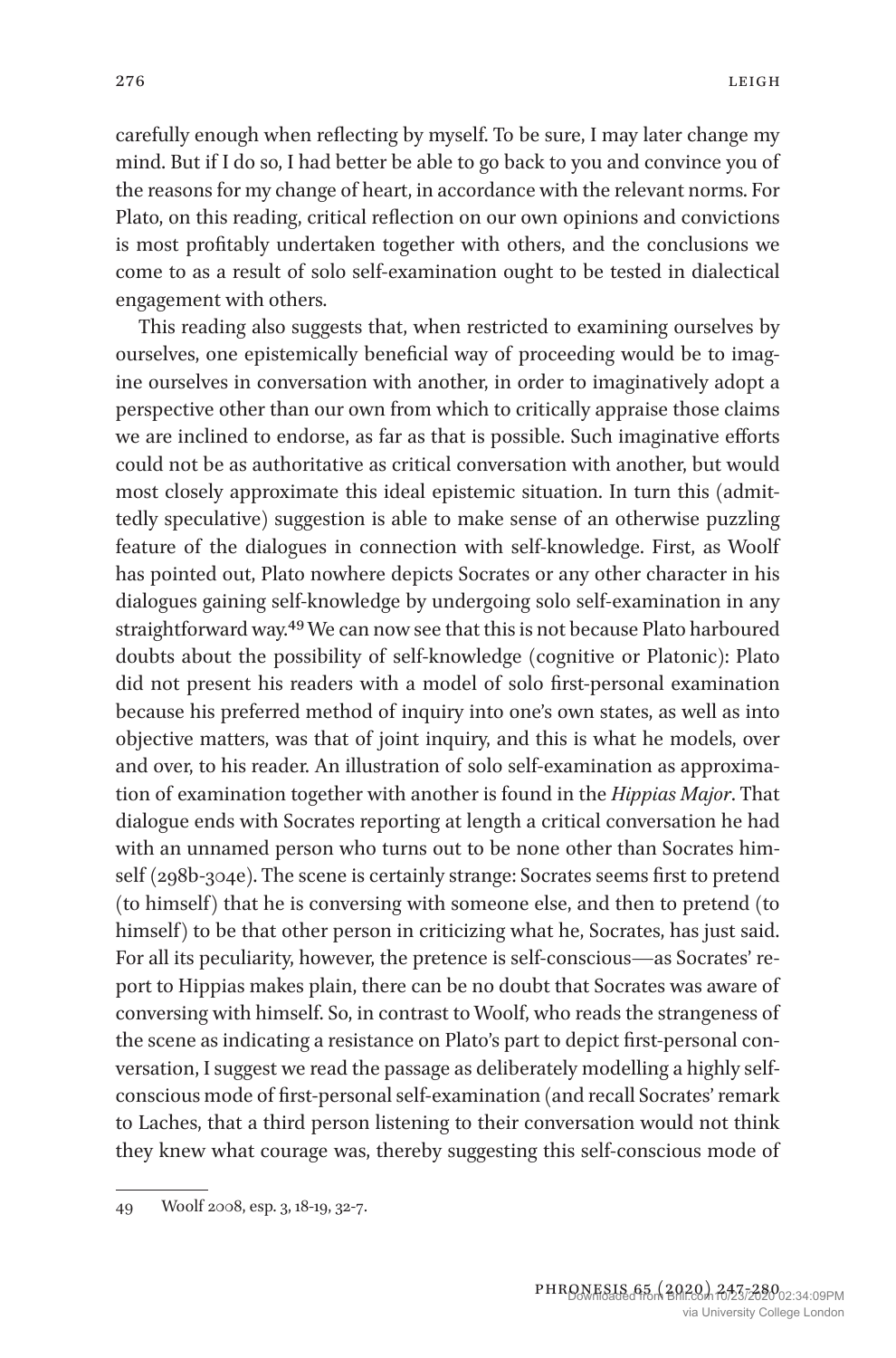carefully enough when reflecting by myself. To be sure, I may later change my mind. But if I do so, I had better be able to go back to you and convince you of the reasons for my change of heart, in accordance with the relevant norms. For Plato, on this reading, critical reflection on our own opinions and convictions is most profitably undertaken together with others, and the conclusions we come to as a result of solo self-examination ought to be tested in dialectical engagement with others.

This reading also suggests that, when restricted to examining ourselves by ourselves, one epistemically beneficial way of proceeding would be to imagine ourselves in conversation with another, in order to imaginatively adopt a perspective other than our own from which to critically appraise those claims we are inclined to endorse, as far as that is possible. Such imaginative efforts could not be as authoritative as critical conversation with another, but would most closely approximate this ideal epistemic situation. In turn this (admittedly speculative) suggestion is able to make sense of an otherwise puzzling feature of the dialogues in connection with self-knowledge. First, as Woolf has pointed out, Plato nowhere depicts Socrates or any other character in his dialogues gaining self-knowledge by undergoing solo self-examination in any straightforward way.[49] We can now see that this is not because Plato harboured doubts about the possibility of self-knowledge (cognitive or Platonic): Plato did not present his readers with a model of solo first-personal examination because his preferred method of inquiry into one's own states, as well as into objective matters, was that of joint inquiry, and this is what he models, over and over, to his reader. An illustration of solo self-examination as approximation of examination together with another is found in the *Hippias Major*. That dialogue ends with Socrates reporting at length a critical conversation he had with an unnamed person who turns out to be none other than Socrates himself (298b-304e). The scene is certainly strange: Socrates seems first to pretend (to himself) that he is conversing with someone else, and then to pretend (to himself) to be that other person in criticizing what he, Socrates, has just said. For all its peculiarity, however, the pretence is self-conscious—as Socrates' report to Hippias makes plain, there can be no doubt that Socrates was aware of conversing with himself. So, in contrast to Woolf, who reads the strangeness of the scene as indicating a resistance on Plato's part to depict first-personal conversation, I suggest we read the passage as deliberately modelling a highly self-conscious mode of first-personal self-examination (and recall Socrates' remark to Laches, that a third person listening to their conversation would not think they knew what courage was, thereby suggesting this self-conscious mode of

---

49 Woolf 2008, esp. 3, 18-19, 32-7.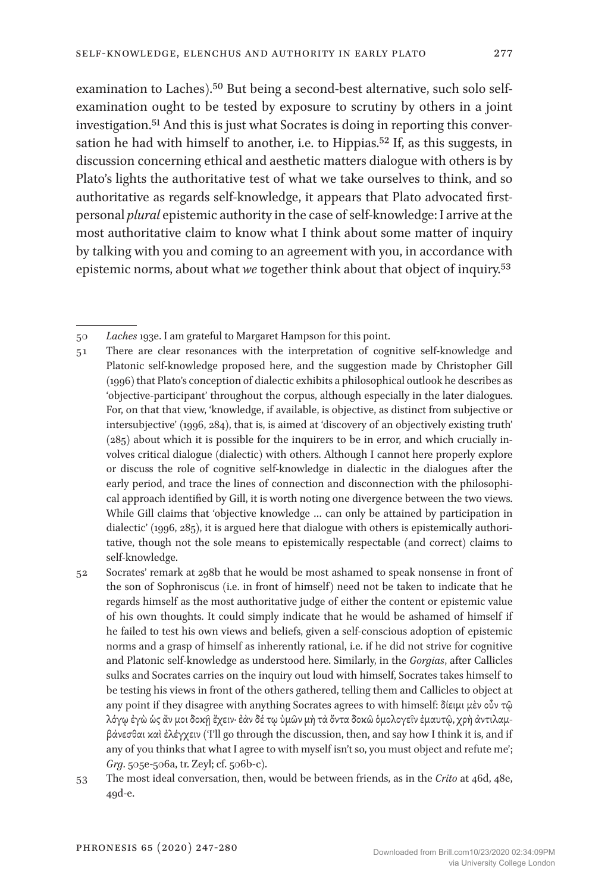examination to Laches).[50] But being a second-best alternative, such solo self-examination ought to be tested by exposure to scrutiny by others in a joint investigation.[51] And this is just what Socrates is doing in reporting this conversation he had with himself to another, i.e. to Hippias.[52] If, as this suggests, in discussion concerning ethical and aesthetic matters dialogue with others is by Plato's lights the authoritative test of what we take ourselves to think, and so authoritative as regards self-knowledge, it appears that Plato advocated first-personal *plural* epistemic authority in the case of self-knowledge: I arrive at the most authoritative claim to know what I think about some matter of inquiry by talking with you and coming to an agreement with you, in accordance with epistemic norms, about what *we* together think about that object of inquiry.[53]

---

50 *Laches* 193e. I am grateful to Margaret Hampson for this point.

51 There are clear resonances with the interpretation of cognitive self-knowledge and Platonic self-knowledge proposed here, and the suggestion made by Christopher Gill (1996) that Plato's conception of dialectic exhibits a philosophical outlook he describes as 'objective-participant' throughout the corpus, although especially in the later dialogues. For, on that that view, 'knowledge, if available, is objective, as distinct from subjective or intersubjective' (1996, 284), that is, is aimed at 'discovery of an objectively existing truth' (285) about which it is possible for the inquirers to be in error, and which crucially involves critical dialogue (dialectic) with others. Although I cannot here properly explore or discuss the role of cognitive self-knowledge in dialectic in the dialogues after the early period, and trace the lines of connection and disconnection with the philosophical approach identified by Gill, it is worth noting one divergence between the two views. While Gill claims that 'objective knowledge … can only be attained by participation in dialectic' (1996, 285), it is argued here that dialogue with others is epistemically authoritative, though not the sole means to epistemically respectable (and correct) claims to self-knowledge.

52 Socrates' remark at 298b that he would be most ashamed to speak nonsense in front of the son of Sophroniscus (i.e. in front of himself) need not be taken to indicate that he regards himself as the most authoritative judge of either the content or epistemic value of his own thoughts. It could simply indicate that he would be ashamed of himself if he failed to test his own views and beliefs, given a self-conscious adoption of epistemic norms and a grasp of himself as inherently rational, i.e. if he did not strive for cognitive and Platonic self-knowledge as understood here. Similarly, in the *Gorgias*, after Callicles sulks and Socrates carries on the inquiry out loud with himself, Socrates takes himself to be testing his views in front of the others gathered, telling them and Callicles to object at any point if they disagree with anything Socrates agrees to with himself: δίειμι μὲν οὖν τῷ λόγῳ ἐγὼ ὡς ἄν μοι δοκῇ ἔχειν· ἐὰν δέ τῳ ὑμῶν μὴ τὰ ὄντα δοκῶ ὁμολογεῖν ἐμαυτῷ, χρὴ ἀντιλαμβάνεσθαι καὶ ἐλέγχειν ('I'll go through the discussion, then, and say how I think it is, and if any of you thinks that what I agree to with myself isn't so, you must object and refute me'; *Grg*. 505e-506a, tr. Zeyl; cf. 506b-c).

53 The most ideal conversation, then, would be between friends, as in the *Crito* at 46d, 48e, 49d-e.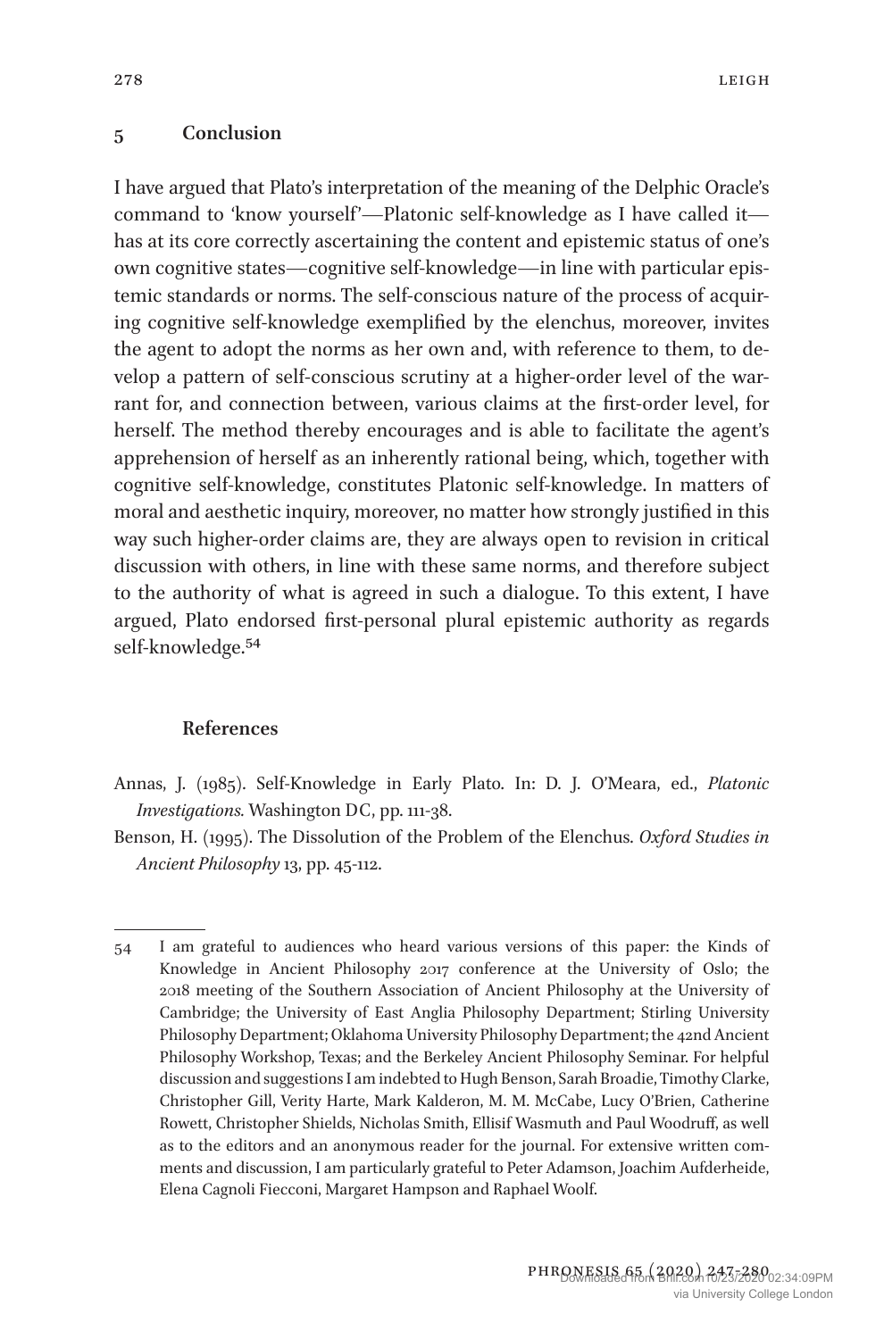## 5 Conclusion

I have argued that Plato's interpretation of the meaning of the Delphic Oracle's command to 'know yourself'—Platonic self-knowledge as I have called it—has at its core correctly ascertaining the content and epistemic status of one's own cognitive states—cognitive self-knowledge—in line with particular epistemic standards or norms. The self-conscious nature of the process of acquiring cognitive self-knowledge exemplified by the elenchus, moreover, invites the agent to adopt the norms as her own and, with reference to them, to develop a pattern of self-conscious scrutiny at a higher-order level of the warrant for, and connection between, various claims at the first-order level, for herself. The method thereby encourages and is able to facilitate the agent's apprehension of herself as an inherently rational being, which, together with cognitive self-knowledge, constitutes Platonic self-knowledge. In matters of moral and aesthetic inquiry, moreover, no matter how strongly justified in this way such higher-order claims are, they are always open to revision in critical discussion with others, in line with these same norms, and therefore subject to the authority of what is agreed in such a dialogue. To this extent, I have argued, Plato endorsed first-personal plural epistemic authority as regards self-knowledge.[54]

### References

Annas, J. (1985). Self-Knowledge in Early Plato. In: D. J. O'Meara, ed., *Platonic Investigations*. Washington DC, pp. 111-38.

Benson, H. (1995). The Dissolution of the Problem of the Elenchus. *Oxford Studies in Ancient Philosophy* 13, pp. 45-112.

---

54 I am grateful to audiences who heard various versions of this paper: the Kinds of Knowledge in Ancient Philosophy 2017 conference at the University of Oslo; the 2018 meeting of the Southern Association of Ancient Philosophy at the University of Cambridge; the University of East Anglia Philosophy Department; Stirling University Philosophy Department; Oklahoma University Philosophy Department; the 42nd Ancient Philosophy Workshop, Texas; and the Berkeley Ancient Philosophy Seminar. For helpful discussion and suggestions I am indebted to Hugh Benson, Sarah Broadie, Timothy Clarke, Christopher Gill, Verity Harte, Mark Kalderon, M. M. McCabe, Lucy O'Brien, Catherine Rowett, Christopher Shields, Nicholas Smith, Ellisif Wasmuth and Paul Woodruff, as well as to the editors and an anonymous reader for the journal. For extensive written comments and discussion, I am particularly grateful to Peter Adamson, Joachim Aufderheide, Elena Cagnoli Fiecconi, Margaret Hampson and Raphael Woolf.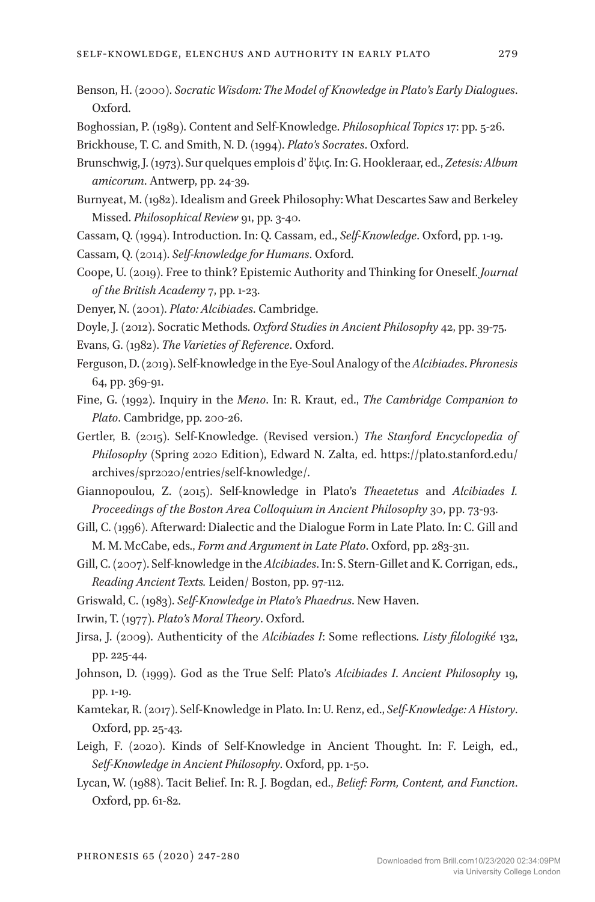Benson, H. (2000). *Socratic Wisdom: The Model of Knowledge in Plato's Early Dialogues*. Oxford.

Boghossian, P. (1989). Content and Self-Knowledge. *Philosophical Topics* 17: pp. 5-26.

Brickhouse, T. C. and Smith, N. D. (1994). *Plato's Socrates*. Oxford.

Brunschwig, J. (1973). Sur quelques emplois d' ὄψις. In: G. Hookleraar, ed., *Zetesis: Album amicorum*. Antwerp, pp. 24-39.

Burnyeat, M. (1982). Idealism and Greek Philosophy: What Descartes Saw and Berkeley Missed. *Philosophical Review* 91, pp. 3-40.

Cassam, Q. (1994). Introduction. In: Q. Cassam, ed., *Self-Knowledge*. Oxford, pp. 1-19.

Cassam, Q. (2014). *Self-knowledge for Humans*. Oxford.

Coope, U. (2019). Free to think? Epistemic Authority and Thinking for Oneself. *Journal of the British Academy* 7, pp. 1-23.

Denyer, N. (2001). *Plato: Alcibiades*. Cambridge.

Doyle, J. (2012). Socratic Methods. *Oxford Studies in Ancient Philosophy* 42, pp. 39-75.

Evans, G. (1982). *The Varieties of Reference*. Oxford.

Ferguson, D. (2019). Self-knowledge in the Eye-Soul Analogy of the *Alcibiades*. *Phronesis* 64, pp. 369-91.

Fine, G. (1992). Inquiry in the *Meno*. In: R. Kraut, ed., *The Cambridge Companion to Plato*. Cambridge, pp. 200-26.

Gertler, B. (2015). Self-Knowledge. (Revised version.) *The Stanford Encyclopedia of Philosophy* (Spring 2020 Edition), Edward N. Zalta, ed. https://plato.stanford.edu/archives/spr2020/entries/self-knowledge/.

Giannopoulou, Z. (2015). Self-knowledge in Plato's *Theaetetus* and *Alcibiades I*. *Proceedings of the Boston Area Colloquium in Ancient Philosophy* 30, pp. 73-93.

Gill, C. (1996). Afterward: Dialectic and the Dialogue Form in Late Plato. In: C. Gill and M. M. McCabe, eds., *Form and Argument in Late Plato*. Oxford, pp. 283-311.

Gill, C. (2007). Self-knowledge in the *Alcibiades*. In: S. Stern-Gillet and K. Corrigan, eds., *Reading Ancient Texts.* Leiden/ Boston, pp. 97-112.

Griswald, C. (1983). *Self-Knowledge in Plato's Phaedrus*. New Haven.

Irwin, T. (1977). *Plato's Moral Theory*. Oxford.

Jirsa, J. (2009). Authenticity of the *Alcibiades I*: Some reflections. *Listy filologiké* 132, pp. 225-44.

Johnson, D. (1999). God as the True Self: Plato's *Alcibiades I*. *Ancient Philosophy* 19, pp. 1-19.

Kamtekar, R. (2017). Self-Knowledge in Plato. In: U. Renz, ed., *Self-Knowledge: A History*. Oxford, pp. 25-43.

Leigh, F. (2020). Kinds of Self-Knowledge in Ancient Thought. In: F. Leigh, ed., *Self-Knowledge in Ancient Philosophy*. Oxford, pp. 1-50.

Lycan, W. (1988). Tacit Belief. In: R. J. Bogdan, ed., *Belief: Form, Content, and Function*. Oxford, pp. 61-82.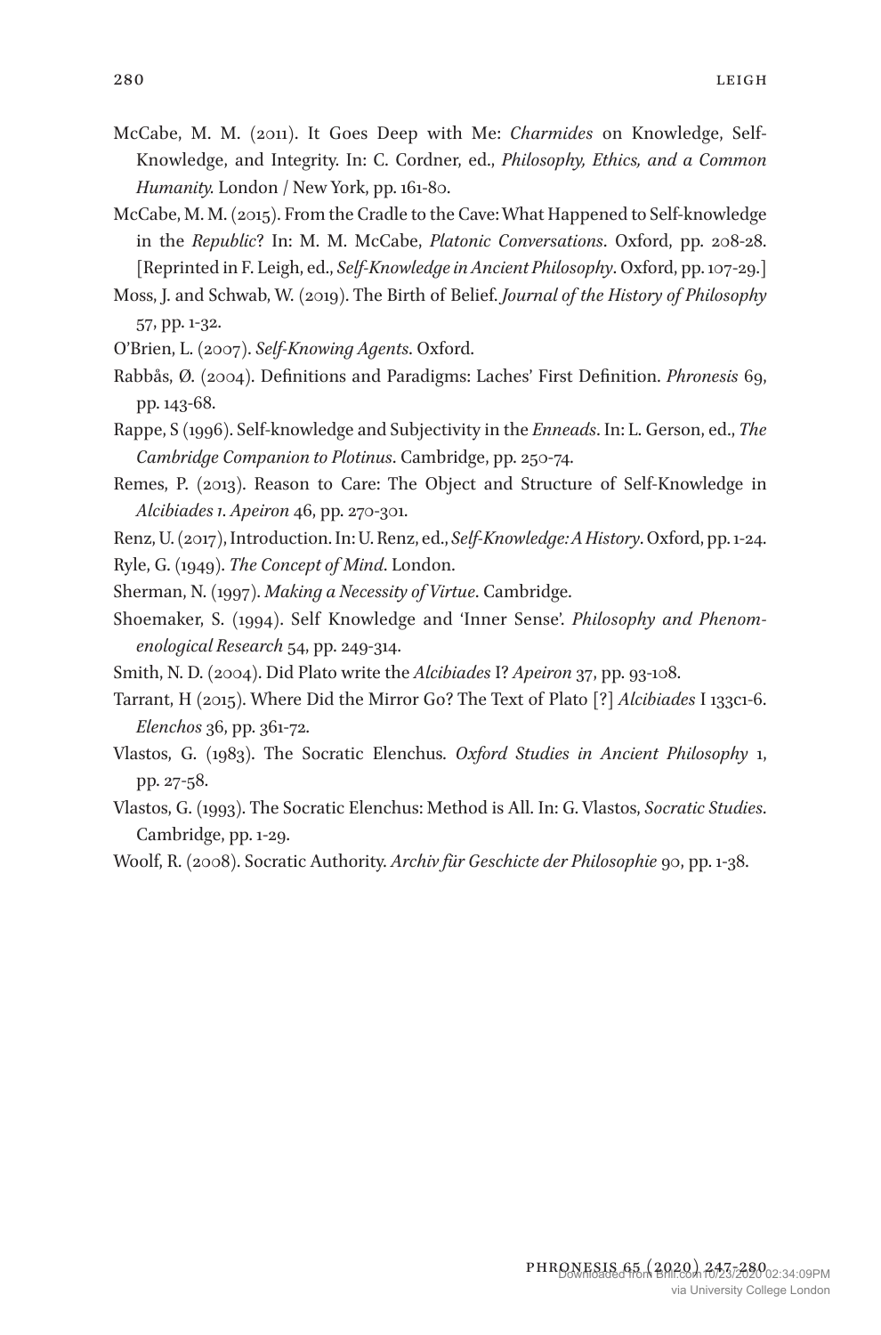McCabe, M. M. (2011). It Goes Deep with Me: *Charmides* on Knowledge, Self-Knowledge, and Integrity. In: C. Cordner, ed., *Philosophy, Ethics, and a Common Humanity.* London / New York, pp. 161-80.

McCabe, M. M. (2015). From the Cradle to the Cave: What Happened to Self-knowledge in the *Republic*? In: M. M. McCabe, *Platonic Conversations*. Oxford, pp. 208-28. [Reprinted in F. Leigh, ed., *Self-Knowledge in Ancient Philosophy*. Oxford, pp. 107-29.]

Moss, J. and Schwab, W. (2019). The Birth of Belief. *Journal of the History of Philosophy* 57, pp. 1-32.

O'Brien, L. (2007). *Self-Knowing Agents*. Oxford.

Rabbås, Ø. (2004). Definitions and Paradigms: Laches' First Definition. *Phronesis* 69, pp. 143-68.

Rappe, S (1996). Self-knowledge and Subjectivity in the *Enneads*. In: L. Gerson, ed., *The Cambridge Companion to Plotinus*. Cambridge, pp. 250-74.

Remes, P. (2013). Reason to Care: The Object and Structure of Self-Knowledge in *Alcibiades 1*. *Apeiron* 46, pp. 270-301.

Renz, U. (2017), Introduction. In: U. Renz, ed., *Self-Knowledge: A History*. Oxford, pp. 1-24.

Ryle, G. (1949). *The Concept of Mind*. London.

Sherman, N. (1997). *Making a Necessity of Virtue*. Cambridge.

Shoemaker, S. (1994). Self Knowledge and 'Inner Sense'. *Philosophy and Phenomenological Research* 54, pp. 249-314.

Smith, N. D. (2004). Did Plato write the *Alcibiades* I? *Apeiron* 37, pp. 93-108.

Tarrant, H (2015). Where Did the Mirror Go? The Text of Plato [?] *Alcibiades* I 133c1-6. *Elenchos* 36, pp. 361-72.

Vlastos, G. (1983). The Socratic Elenchus. *Oxford Studies in Ancient Philosophy* 1, pp. 27-58.

Vlastos, G. (1993). The Socratic Elenchus: Method is All. In: G. Vlastos, *Socratic Studies*. Cambridge, pp. 1-29.

Woolf, R. (2008). Socratic Authority. *Archiv für Geschicte der Philosophie* 90, pp. 1-38.